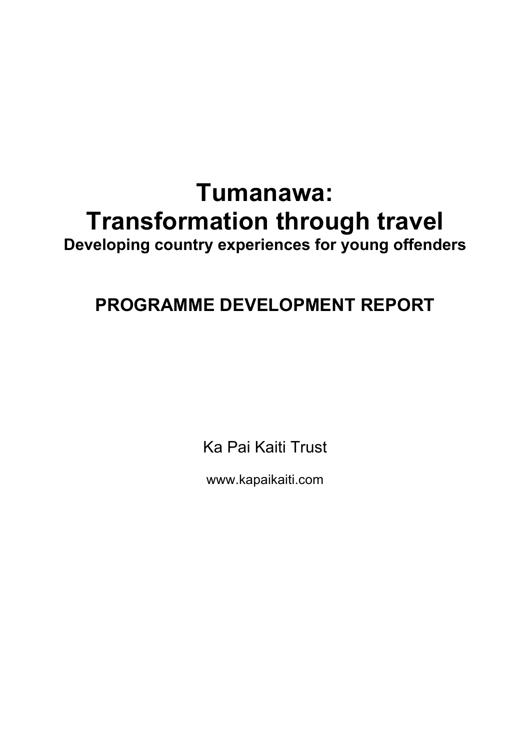# Tumanawa: Transformation through travel

**Developing country experiences for young offenders**

## PROGRAMME DEVELOPMENT REPORT

Ka Pai Kaiti Trust

www.kapaikaiti.com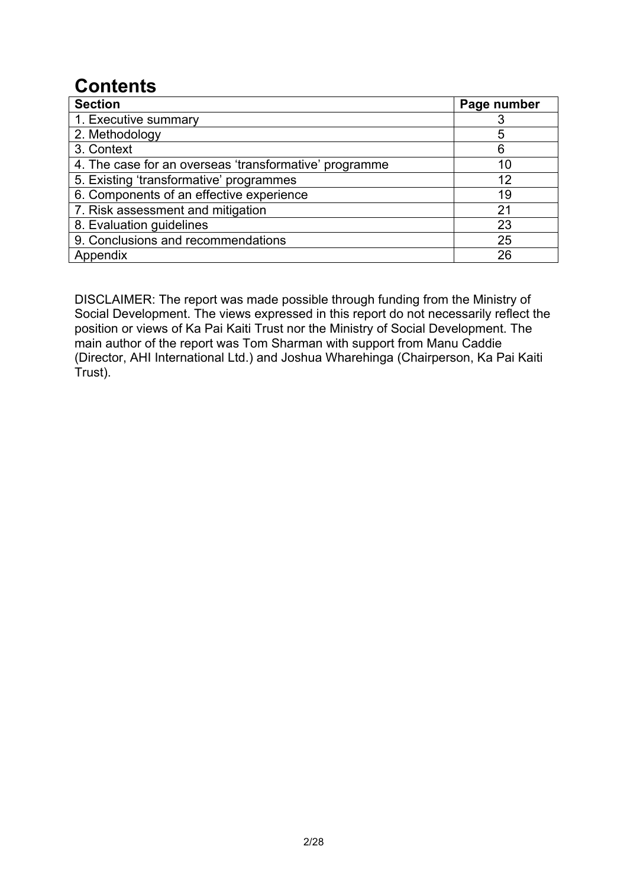# Contents

| Section | Page number |
|---|---|
| 1. Executive summary | 3 |
| 2. Methodology | 5 |
| 3. Context | 6 |
| 4. The case for an overseas 'transformative' programme | 10 |
| 5. Existing 'transformative' programmes | 12 |
| 6. Components of an effective experience | 19 |
| 7. Risk assessment and mitigation | 21 |
| 8. Evaluation guidelines | 23 |
| 9. Conclusions and recommendations | 25 |
| Appendix | 26 |

DISCLAIMER: The report was made possible through funding from the Ministry of Social Development. The views expressed in this report do not necessarily reflect the position or views of Ka Pai Kaiti Trust nor the Ministry of Social Development. The main author of the report was Tom Sharman with support from Manu Caddie (Director, AHI International Ltd.) and Joshua Wharehinga (Chairperson, Ka Pai Kaiti Trust).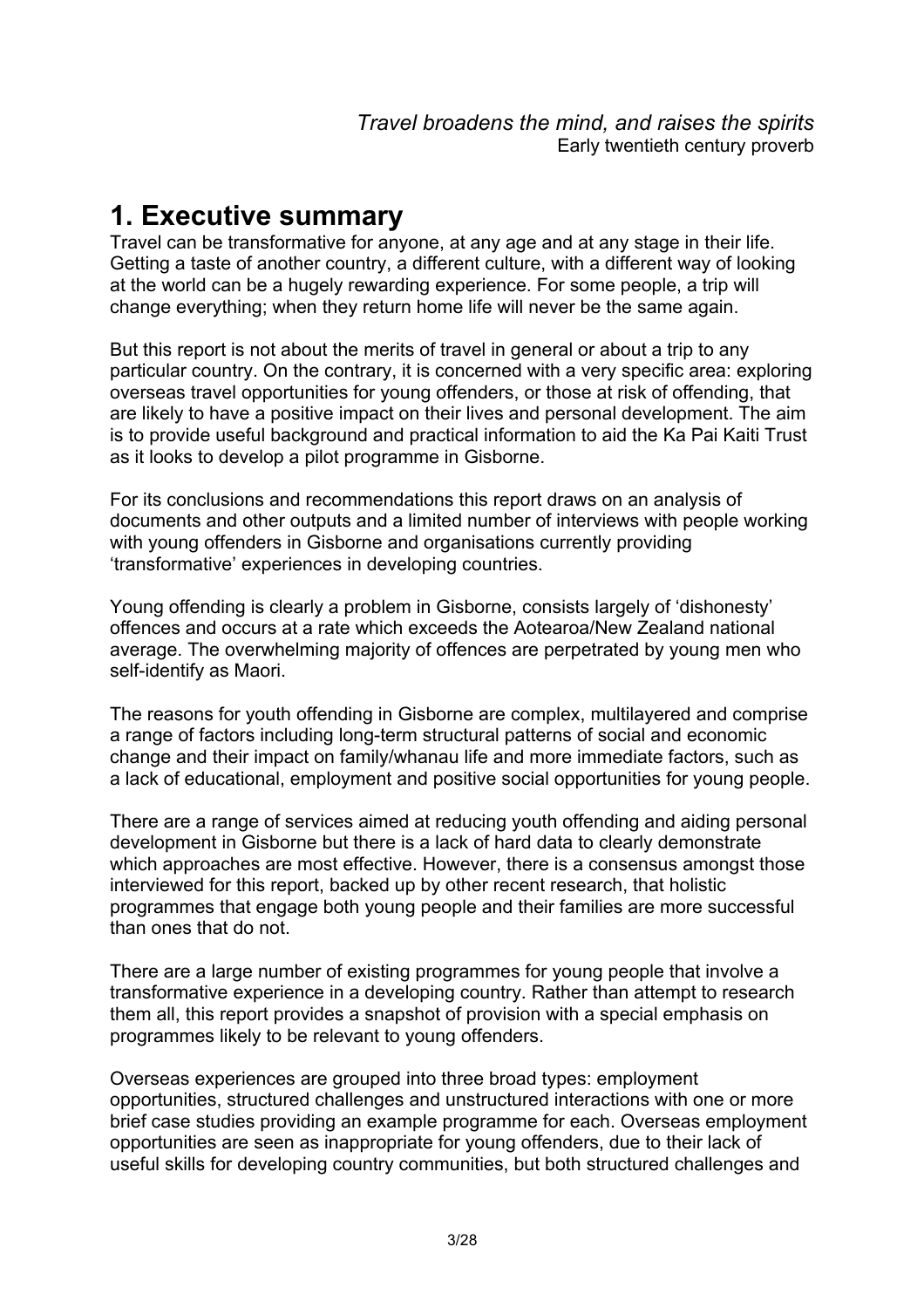*Travel broadens the mind, and raises the spirits*
Early twentieth century proverb

# 1. Executive summary

Travel can be transformative for anyone, at any age and at any stage in their life. Getting a taste of another country, a different culture, with a different way of looking at the world can be a hugely rewarding experience. For some people, a trip will change everything; when they return home life will never be the same again.

But this report is not about the merits of travel in general or about a trip to any particular country. On the contrary, it is concerned with a very specific area: exploring overseas travel opportunities for young offenders, or those at risk of offending, that are likely to have a positive impact on their lives and personal development. The aim is to provide useful background and practical information to aid the Ka Pai Kaiti Trust as it looks to develop a pilot programme in Gisborne.

For its conclusions and recommendations this report draws on an analysis of documents and other outputs and a limited number of interviews with people working with young offenders in Gisborne and organisations currently providing 'transformative' experiences in developing countries.

Young offending is clearly a problem in Gisborne, consists largely of 'dishonesty' offences and occurs at a rate which exceeds the Aotearoa/New Zealand national average. The overwhelming majority of offences are perpetrated by young men who self-identify as Maori.

The reasons for youth offending in Gisborne are complex, multilayered and comprise a range of factors including long-term structural patterns of social and economic change and their impact on family/whanau life and more immediate factors, such as a lack of educational, employment and positive social opportunities for young people.

There are a range of services aimed at reducing youth offending and aiding personal development in Gisborne but there is a lack of hard data to clearly demonstrate which approaches are most effective. However, there is a consensus amongst those interviewed for this report, backed up by other recent research, that holistic programmes that engage both young people and their families are more successful than ones that do not.

There are a large number of existing programmes for young people that involve a transformative experience in a developing country. Rather than attempt to research them all, this report provides a snapshot of provision with a special emphasis on programmes likely to be relevant to young offenders.

Overseas experiences are grouped into three broad types: employment opportunities, structured challenges and unstructured interactions with one or more brief case studies providing an example programme for each. Overseas employment opportunities are seen as inappropriate for young offenders, due to their lack of useful skills for developing country communities, but both structured challenges and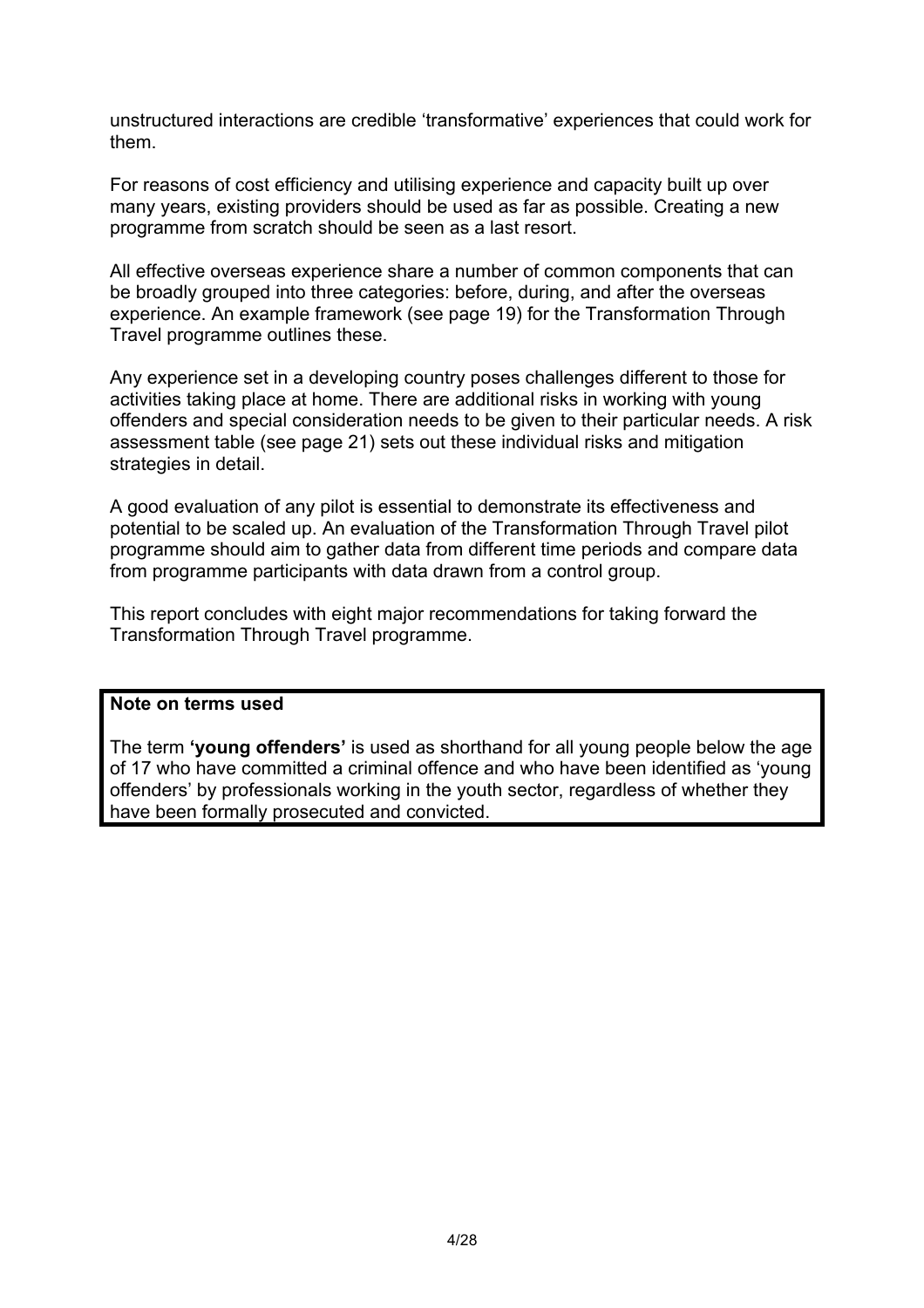unstructured interactions are credible 'transformative' experiences that could work for them.

For reasons of cost efficiency and utilising experience and capacity built up over many years, existing providers should be used as far as possible. Creating a new programme from scratch should be seen as a last resort.

All effective overseas experience share a number of common components that can be broadly grouped into three categories: before, during, and after the overseas experience. An example framework (see page 19) for the Transformation Through Travel programme outlines these.

Any experience set in a developing country poses challenges different to those for activities taking place at home. There are additional risks in working with young offenders and special consideration needs to be given to their particular needs. A risk assessment table (see page 21) sets out these individual risks and mitigation strategies in detail.

A good evaluation of any pilot is essential to demonstrate its effectiveness and potential to be scaled up. An evaluation of the Transformation Through Travel pilot programme should aim to gather data from different time periods and compare data from programme participants with data drawn from a control group.

This report concludes with eight major recommendations for taking forward the Transformation Through Travel programme.

**Note on terms used**

The term **'young offenders'** is used as shorthand for all young people below the age of 17 who have committed a criminal offence and who have been identified as 'young offenders' by professionals working in the youth sector, regardless of whether they have been formally prosecuted and convicted.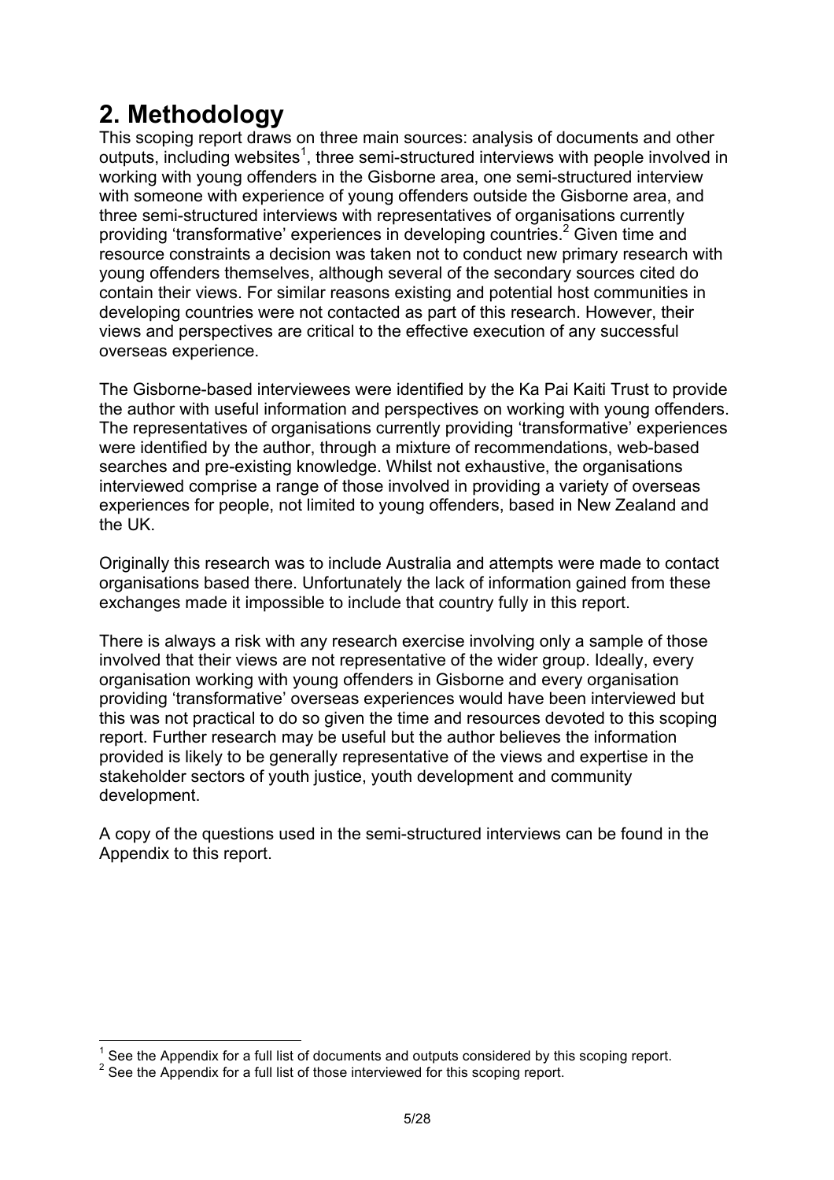# 2. Methodology

This scoping report draws on three main sources: analysis of documents and other outputs, including websites[1], three semi-structured interviews with people involved in working with young offenders in the Gisborne area, one semi-structured interview with someone with experience of young offenders outside the Gisborne area, and three semi-structured interviews with representatives of organisations currently providing 'transformative' experiences in developing countries.[2] Given time and resource constraints a decision was taken not to conduct new primary research with young offenders themselves, although several of the secondary sources cited do contain their views. For similar reasons existing and potential host communities in developing countries were not contacted as part of this research. However, their views and perspectives are critical to the effective execution of any successful overseas experience.

The Gisborne-based interviewees were identified by the Ka Pai Kaiti Trust to provide the author with useful information and perspectives on working with young offenders. The representatives of organisations currently providing 'transformative' experiences were identified by the author, through a mixture of recommendations, web-based searches and pre-existing knowledge. Whilst not exhaustive, the organisations interviewed comprise a range of those involved in providing a variety of overseas experiences for people, not limited to young offenders, based in New Zealand and the UK.

Originally this research was to include Australia and attempts were made to contact organisations based there. Unfortunately the lack of information gained from these exchanges made it impossible to include that country fully in this report.

There is always a risk with any research exercise involving only a sample of those involved that their views are not representative of the wider group. Ideally, every organisation working with young offenders in Gisborne and every organisation providing 'transformative' overseas experiences would have been interviewed but this was not practical to do so given the time and resources devoted to this scoping report. Further research may be useful but the author believes the information provided is likely to be generally representative of the views and expertise in the stakeholder sectors of youth justice, youth development and community development.

A copy of the questions used in the semi-structured interviews can be found in the Appendix to this report.

[1] See the Appendix for a full list of documents and outputs considered by this scoping report.

[2] See the Appendix for a full list of those interviewed for this scoping report.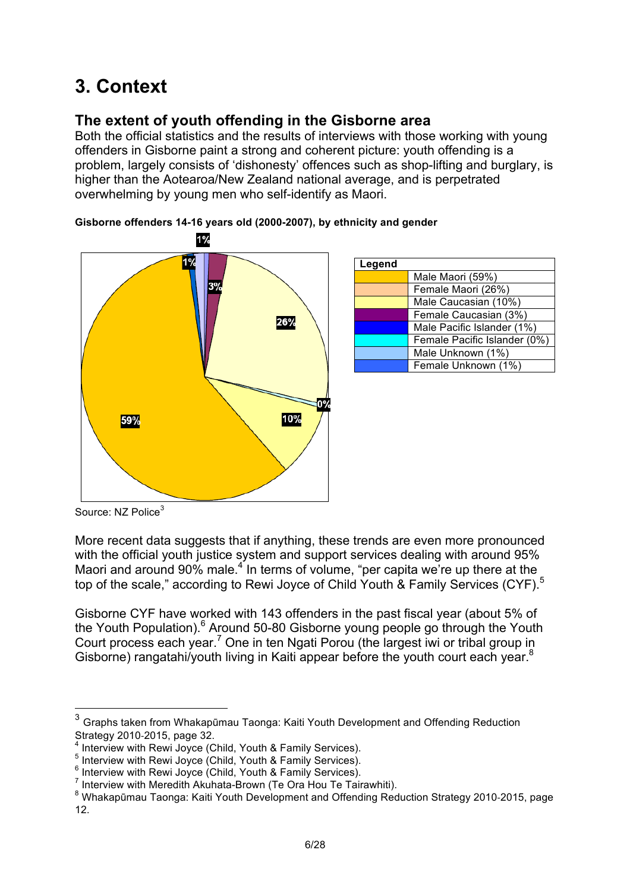# 3. Context

## The extent of youth offending in the Gisborne area

Both the official statistics and the results of interviews with those working with young offenders in Gisborne paint a strong and coherent picture: youth offending is a problem, largely consists of 'dishonesty' offences such as shop-lifting and burglary, is higher than the Aotearoa/New Zealand national average, and is perpetrated overwhelmingly by young men who self-identify as Maori.

**Gisborne offenders 14-16 years old (2000-2007), by ethnicity and gender**

| Legend | |
|---|---|
| | Male Maori (59%) |
| | Female Maori (26%) |
| | Male Caucasian (10%) |
| | Female Caucasian (3%) |
| | Male Pacific Islander (1%) |
| | Female Pacific Islander (0%) |
| | Male Unknown (1%) |
| | Female Unknown (1%) |

Source: NZ Police[3]

More recent data suggests that if anything, these trends are even more pronounced with the official youth justice system and support services dealing with around 95% Maori and around 90% male.[4] In terms of volume, "per capita we're up there at the top of the scale," according to Rewi Joyce of Child Youth & Family Services (CYF).[5]

Gisborne CYF have worked with 143 offenders in the past fiscal year (about 5% of the Youth Population).[6] Around 50-80 Gisborne young people go through the Youth Court process each year.[7] One in ten Ngati Porou (the largest iwi or tribal group in Gisborne) rangatahi/youth living in Kaiti appear before the youth court each year.[8]

---

[3] Graphs taken from Whakapūmau Taonga: Kaiti Youth Development and Offending Reduction Strategy 2010-2015, page 32.

[4] Interview with Rewi Joyce (Child, Youth & Family Services).

[5] Interview with Rewi Joyce (Child, Youth & Family Services).

[6] Interview with Rewi Joyce (Child, Youth & Family Services).

[7] Interview with Meredith Akuhata-Brown (Te Ora Hou Te Tairawhiti).

[8] Whakapūmau Taonga: Kaiti Youth Development and Offending Reduction Strategy 2010-2015, page 12.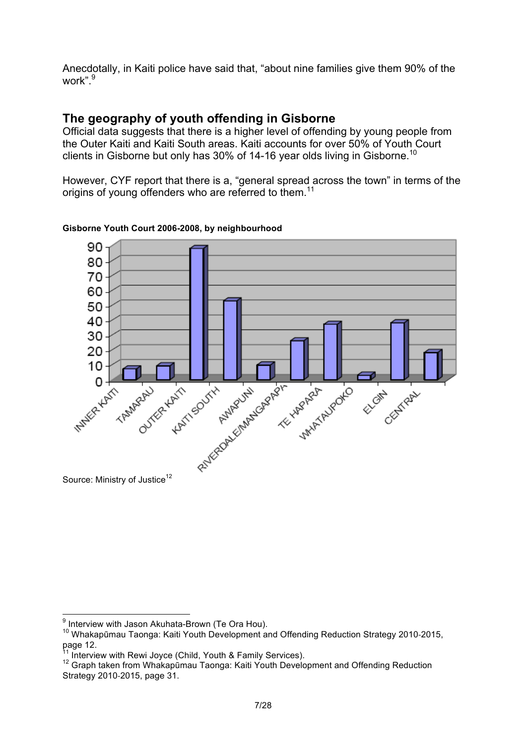Anecdotally, in Kaiti police have said that, "about nine families give them 90% of the work".[9]

## The geography of youth offending in Gisborne

Official data suggests that there is a higher level of offending by young people from the Outer Kaiti and Kaiti South areas. Kaiti accounts for over 50% of Youth Court clients in Gisborne but only has 30% of 14-16 year olds living in Gisborne.[10]

However, CYF report that there is a, "general spread across the town" in terms of the origins of young offenders who are referred to them.[11]

**Gisborne Youth Court 2006-2008, by neighbourhood**

Source: Ministry of Justice[12]

---

[9] Interview with Jason Akuhata-Brown (Te Ora Hou).

[10] Whakapūmau Taonga: Kaiti Youth Development and Offending Reduction Strategy 2010-2015, page 12.

[11] Interview with Rewi Joyce (Child, Youth & Family Services).

[12] Graph taken from Whakapūmau Taonga: Kaiti Youth Development and Offending Reduction Strategy 2010-2015, page 31.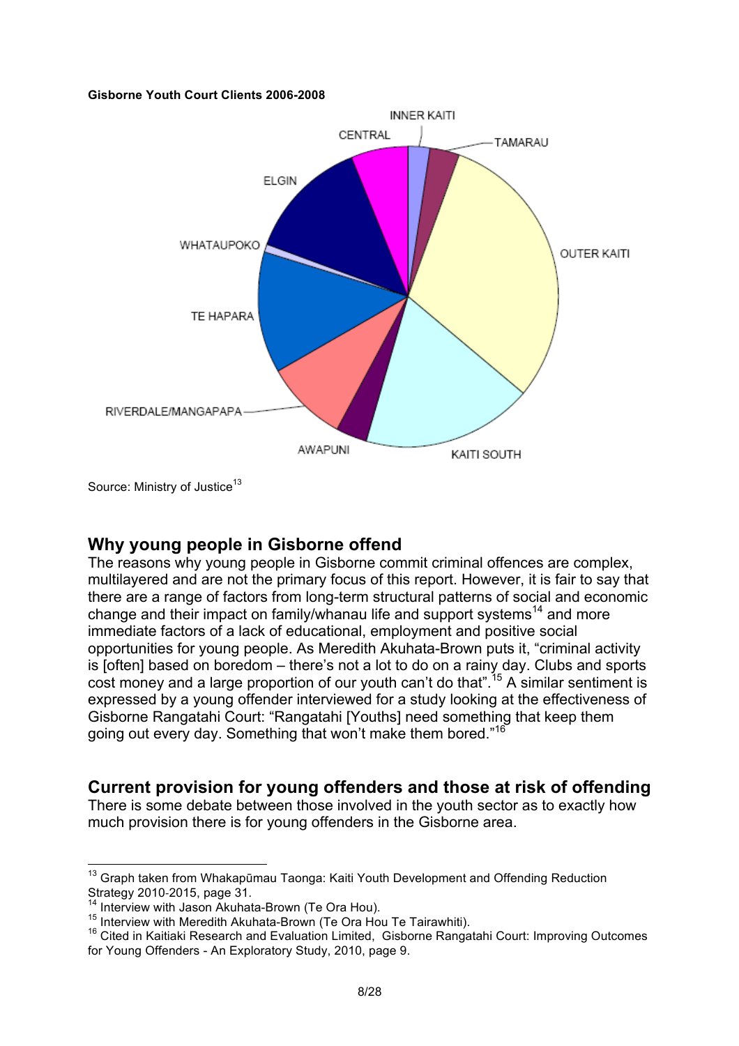**Gisborne Youth Court Clients 2006-2008**

Source: Ministry of Justice[13]

## Why young people in Gisborne offend

The reasons why young people in Gisborne commit criminal offences are complex, multilayered and are not the primary focus of this report. However, it is fair to say that there are a range of factors from long-term structural patterns of social and economic change and their impact on family/whanau life and support systems[14] and more immediate factors of a lack of educational, employment and positive social opportunities for young people. As Meredith Akuhata-Brown puts it, "criminal activity is [often] based on boredom – there's not a lot to do on a rainy day. Clubs and sports cost money and a large proportion of our youth can't do that".[15] A similar sentiment is expressed by a young offender interviewed for a study looking at the effectiveness of Gisborne Rangatahi Court: "Rangatahi [Youths] need something that keep them going out every day. Something that won't make them bored."[16]

## Current provision for young offenders and those at risk of offending

There is some debate between those involved in the youth sector as to exactly how much provision there is for young offenders in the Gisborne area.

---

[13] Graph taken from Whakapūmau Taonga: Kaiti Youth Development and Offending Reduction Strategy 2010-2015, page 31.

[14] Interview with Jason Akuhata-Brown (Te Ora Hou).

[15] Interview with Meredith Akuhata-Brown (Te Ora Hou Te Tairawhiti).

[16] Cited in Kaitiaki Research and Evaluation Limited, Gisborne Rangatahi Court: Improving Outcomes for Young Offenders - An Exploratory Study, 2010, page 9.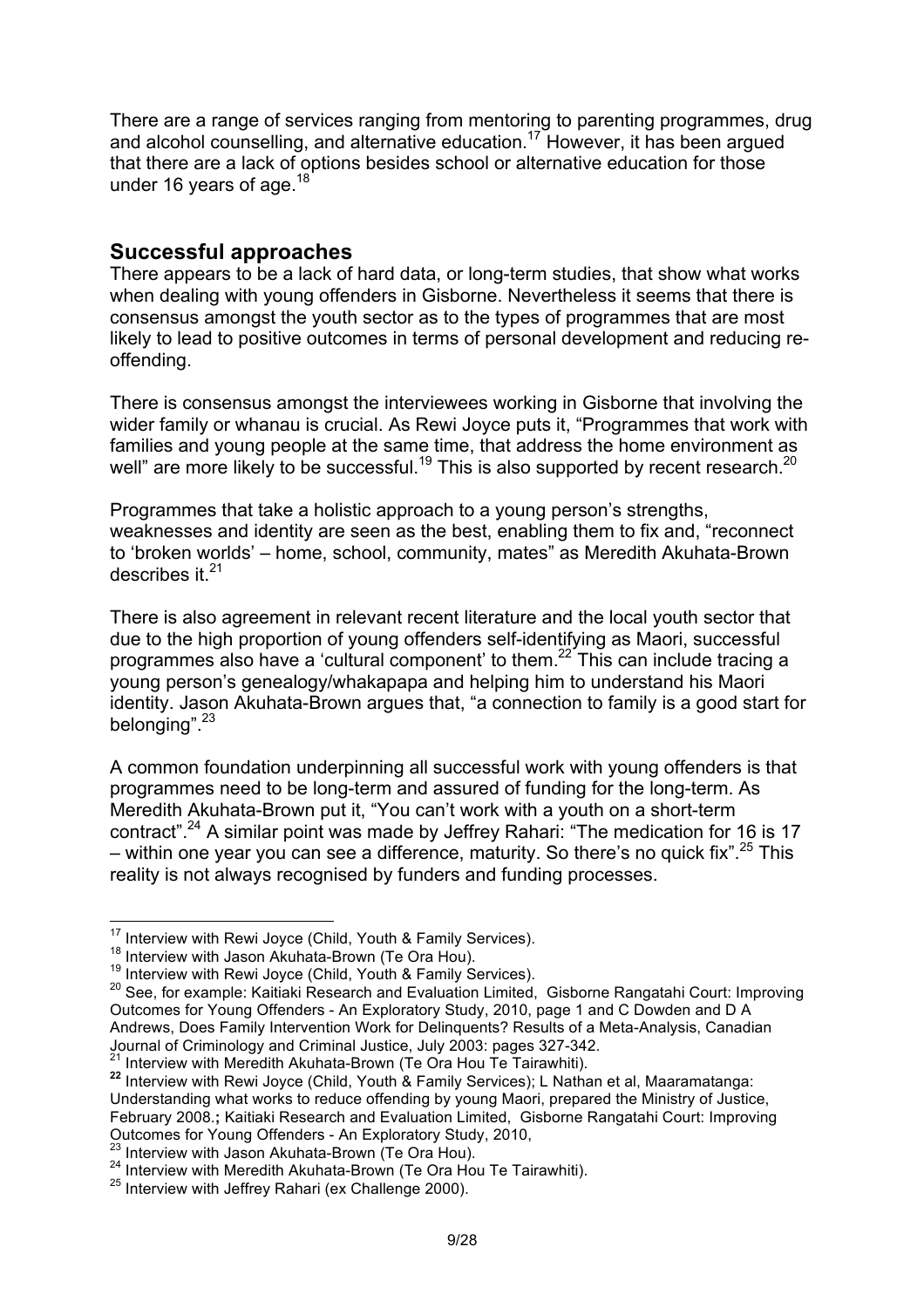There are a range of services ranging from mentoring to parenting programmes, drug and alcohol counselling, and alternative education.[17] However, it has been argued that there are a lack of options besides school or alternative education for those under 16 years of age.[18]

## Successful approaches

There appears to be a lack of hard data, or long-term studies, that show what works when dealing with young offenders in Gisborne. Nevertheless it seems that there is consensus amongst the youth sector as to the types of programmes that are most likely to lead to positive outcomes in terms of personal development and reducing re-offending.

There is consensus amongst the interviewees working in Gisborne that involving the wider family or whanau is crucial. As Rewi Joyce puts it, "Programmes that work with families and young people at the same time, that address the home environment as well" are more likely to be successful.[19] This is also supported by recent research.[20]

Programmes that take a holistic approach to a young person's strengths, weaknesses and identity are seen as the best, enabling them to fix and, "reconnect to 'broken worlds' – home, school, community, mates" as Meredith Akuhata-Brown describes it.[21]

There is also agreement in relevant recent literature and the local youth sector that due to the high proportion of young offenders self-identifying as Maori, successful programmes also have a 'cultural component' to them.[22] This can include tracing a young person's genealogy/whakapapa and helping him to understand his Maori identity. Jason Akuhata-Brown argues that, "a connection to family is a good start for belonging".[23]

A common foundation underpinning all successful work with young offenders is that programmes need to be long-term and assured of funding for the long-term. As Meredith Akuhata-Brown put it, "You can't work with a youth on a short-term contract".[24] A similar point was made by Jeffrey Rahari: "The medication for 16 is 17 – within one year you can see a difference, maturity. So there's no quick fix".[25] This reality is not always recognised by funders and funding processes.

---

[17] Interview with Rewi Joyce (Child, Youth & Family Services).

[18] Interview with Jason Akuhata-Brown (Te Ora Hou).

[19] Interview with Rewi Joyce (Child, Youth & Family Services).

[20] See, for example: Kaitiaki Research and Evaluation Limited, Gisborne Rangatahi Court: Improving Outcomes for Young Offenders - An Exploratory Study, 2010, page 1 and C Dowden and D A Andrews, Does Family Intervention Work for Delinquents? Results of a Meta-Analysis, Canadian Journal of Criminology and Criminal Justice, July 2003: pages 327-342.

[21] Interview with Meredith Akuhata-Brown (Te Ora Hou Te Tairawhiti).

**[22]** Interview with Rewi Joyce (Child, Youth & Family Services); L Nathan et al, Maaramatanga: Understanding what works to reduce offending by young Maori, prepared the Ministry of Justice, February 2008.**;** Kaitiaki Research and Evaluation Limited, Gisborne Rangatahi Court: Improving Outcomes for Young Offenders - An Exploratory Study, 2010,

[23] Interview with Jason Akuhata-Brown (Te Ora Hou).

[24] Interview with Meredith Akuhata-Brown (Te Ora Hou Te Tairawhiti).

[25] Interview with Jeffrey Rahari (ex Challenge 2000).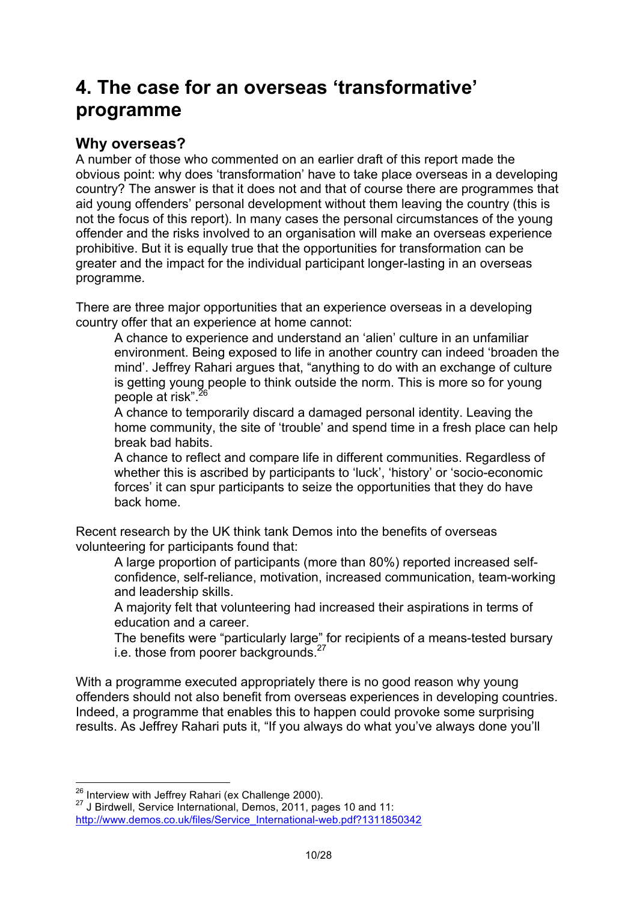# 4. The case for an overseas 'transformative' programme

## Why overseas?

A number of those who commented on an earlier draft of this report made the obvious point: why does 'transformation' have to take place overseas in a developing country? The answer is that it does not and that of course there are programmes that aid young offenders' personal development without them leaving the country (this is not the focus of this report). In many cases the personal circumstances of the young offender and the risks involved to an organisation will make an overseas experience prohibitive. But it is equally true that the opportunities for transformation can be greater and the impact for the individual participant longer-lasting in an overseas programme.

There are three major opportunities that an experience overseas in a developing country offer that an experience at home cannot:

- A chance to experience and understand an 'alien' culture in an unfamiliar environment. Being exposed to life in another country can indeed 'broaden the mind'. Jeffrey Rahari argues that, "anything to do with an exchange of culture is getting young people to think outside the norm. This is more so for young people at risk".[26]
- A chance to temporarily discard a damaged personal identity. Leaving the home community, the site of 'trouble' and spend time in a fresh place can help break bad habits.
- A chance to reflect and compare life in different communities. Regardless of whether this is ascribed by participants to 'luck', 'history' or 'socio-economic forces' it can spur participants to seize the opportunities that they do have back home.

Recent research by the UK think tank Demos into the benefits of overseas volunteering for participants found that:

- A large proportion of participants (more than 80%) reported increased self-confidence, self-reliance, motivation, increased communication, team-working and leadership skills.
- A majority felt that volunteering had increased their aspirations in terms of education and a career.
- The benefits were "particularly large" for recipients of a means-tested bursary i.e. those from poorer backgrounds.[27]

With a programme executed appropriately there is no good reason why young offenders should not also benefit from overseas experiences in developing countries. Indeed, a programme that enables this to happen could provoke some surprising results. As Jeffrey Rahari puts it, "If you always do what you've always done you'll

---

[26] Interview with Jeffrey Rahari (ex Challenge 2000).

[27] J Birdwell, Service International, Demos, 2011, pages 10 and 11: http://www.demos.co.uk/files/Service_International-web.pdf?1311850342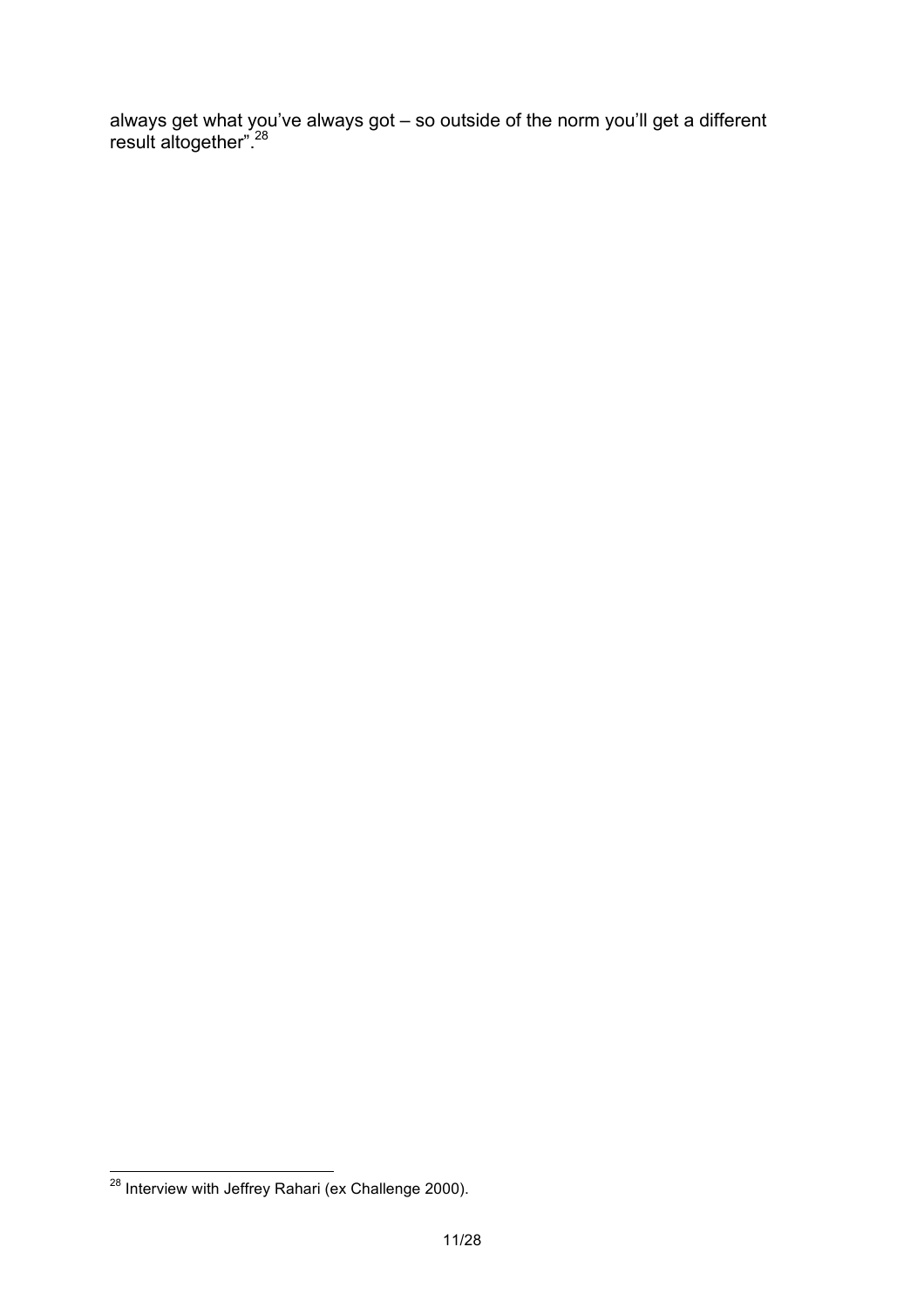always get what you've always got – so outside of the norm you'll get a different result altogether".[28]

[28] Interview with Jeffrey Rahari (ex Challenge 2000).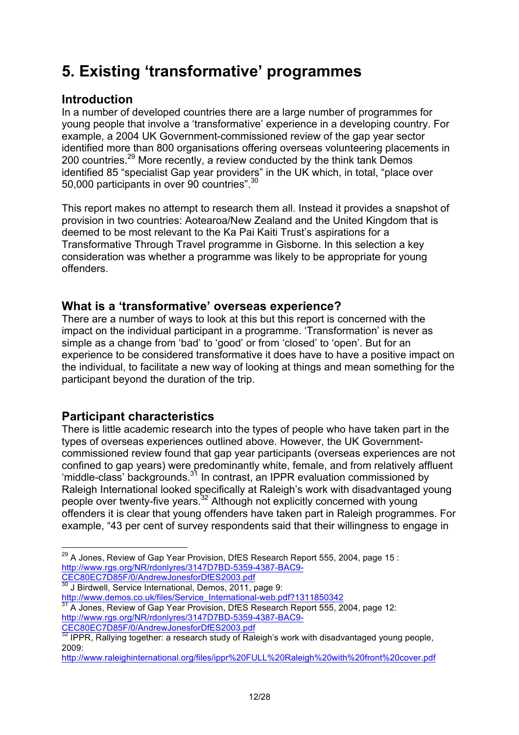# 5. Existing 'transformative' programmes

## Introduction

In a number of developed countries there are a large number of programmes for young people that involve a 'transformative' experience in a developing country. For example, a 2004 UK Government-commissioned review of the gap year sector identified more than 800 organisations offering overseas volunteering placements in 200 countries.[29] More recently, a review conducted by the think tank Demos identified 85 "specialist Gap year providers" in the UK which, in total, "place over 50,000 participants in over 90 countries".[30]

This report makes no attempt to research them all. Instead it provides a snapshot of provision in two countries: Aotearoa/New Zealand and the United Kingdom that is deemed to be most relevant to the Ka Pai Kaiti Trust's aspirations for a Transformative Through Travel programme in Gisborne. In this selection a key consideration was whether a programme was likely to be appropriate for young offenders.

## What is a 'transformative' overseas experience?

There are a number of ways to look at this but this report is concerned with the impact on the individual participant in a programme. 'Transformation' is never as simple as a change from 'bad' to 'good' or from 'closed' to 'open'. But for an experience to be considered transformative it does have to have a positive impact on the individual, to facilitate a new way of looking at things and mean something for the participant beyond the duration of the trip.

## Participant characteristics

There is little academic research into the types of people who have taken part in the types of overseas experiences outlined above. However, the UK Government-commissioned review found that gap year participants (overseas experiences are not confined to gap years) were predominantly white, female, and from relatively affluent 'middle-class' backgrounds.[31] In contrast, an IPPR evaluation commissioned by Raleigh International looked specifically at Raleigh's work with disadvantaged young people over twenty-five years.[32] Although not explicitly concerned with young offenders it is clear that young offenders have taken part in Raleigh programmes. For example, "43 per cent of survey respondents said that their willingness to engage in

---

[29] A Jones, Review of Gap Year Provision, DfES Research Report 555, 2004, page 15 : http://www.rgs.org/NR/rdonlyres/3147D7BD-5359-4387-BAC9-CEC80EC7D85F/0/AndrewJonesforDfES2003.pdf

[30] J Birdwell, Service International, Demos, 2011, page 9: http://www.demos.co.uk/files/Service_International-web.pdf?1311850342

[31] A Jones, Review of Gap Year Provision, DfES Research Report 555, 2004, page 12: http://www.rgs.org/NR/rdonlyres/3147D7BD-5359-4387-BAC9-CEC80EC7D85F/0/AndrewJonesforDfES2003.pdf

[32] IPPR, Rallying together: a research study of Raleigh's work with disadvantaged young people, 2009: http://www.raleighinternational.org/files/ippr%20FULL%20Raleigh%20with%20front%20cover.pdf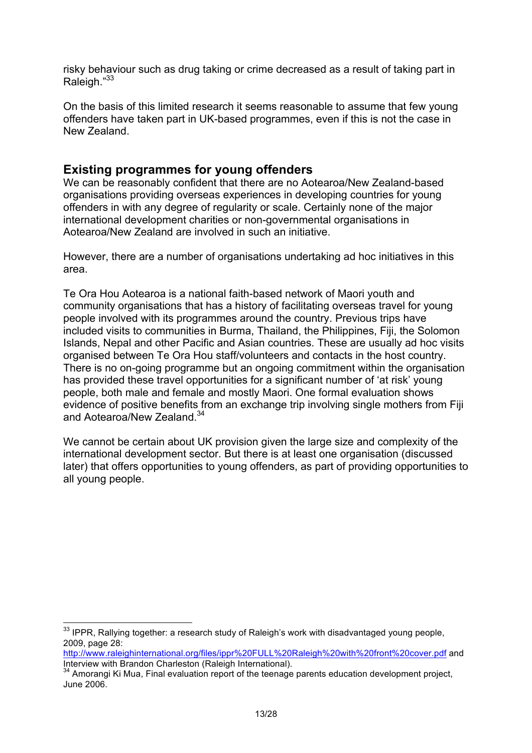risky behaviour such as drug taking or crime decreased as a result of taking part in Raleigh."[33]

On the basis of this limited research it seems reasonable to assume that few young offenders have taken part in UK-based programmes, even if this is not the case in New Zealand.

## Existing programmes for young offenders

We can be reasonably confident that there are no Aotearoa/New Zealand-based organisations providing overseas experiences in developing countries for young offenders in with any degree of regularity or scale. Certainly none of the major international development charities or non-governmental organisations in Aotearoa/New Zealand are involved in such an initiative.

However, there are a number of organisations undertaking ad hoc initiatives in this area.

Te Ora Hou Aotearoa is a national faith-based network of Maori youth and community organisations that has a history of facilitating overseas travel for young people involved with its programmes around the country. Previous trips have included visits to communities in Burma, Thailand, the Philippines, Fiji, the Solomon Islands, Nepal and other Pacific and Asian countries. These are usually ad hoc visits organised between Te Ora Hou staff/volunteers and contacts in the host country. There is no on-going programme but an ongoing commitment within the organisation has provided these travel opportunities for a significant number of 'at risk' young people, both male and female and mostly Maori. One formal evaluation shows evidence of positive benefits from an exchange trip involving single mothers from Fiji and Aotearoa/New Zealand.[34]

We cannot be certain about UK provision given the large size and complexity of the international development sector. But there is at least one organisation (discussed later) that offers opportunities to young offenders, as part of providing opportunities to all young people.

---

[33] IPPR, Rallying together: a research study of Raleigh's work with disadvantaged young people, 2009, page 28: http://www.raleighinternational.org/files/ippr%20FULL%20Raleigh%20with%20front%20cover.pdf and Interview with Brandon Charleston (Raleigh International).

[34] Amorangi Ki Mua, Final evaluation report of the teenage parents education development project, June 2006.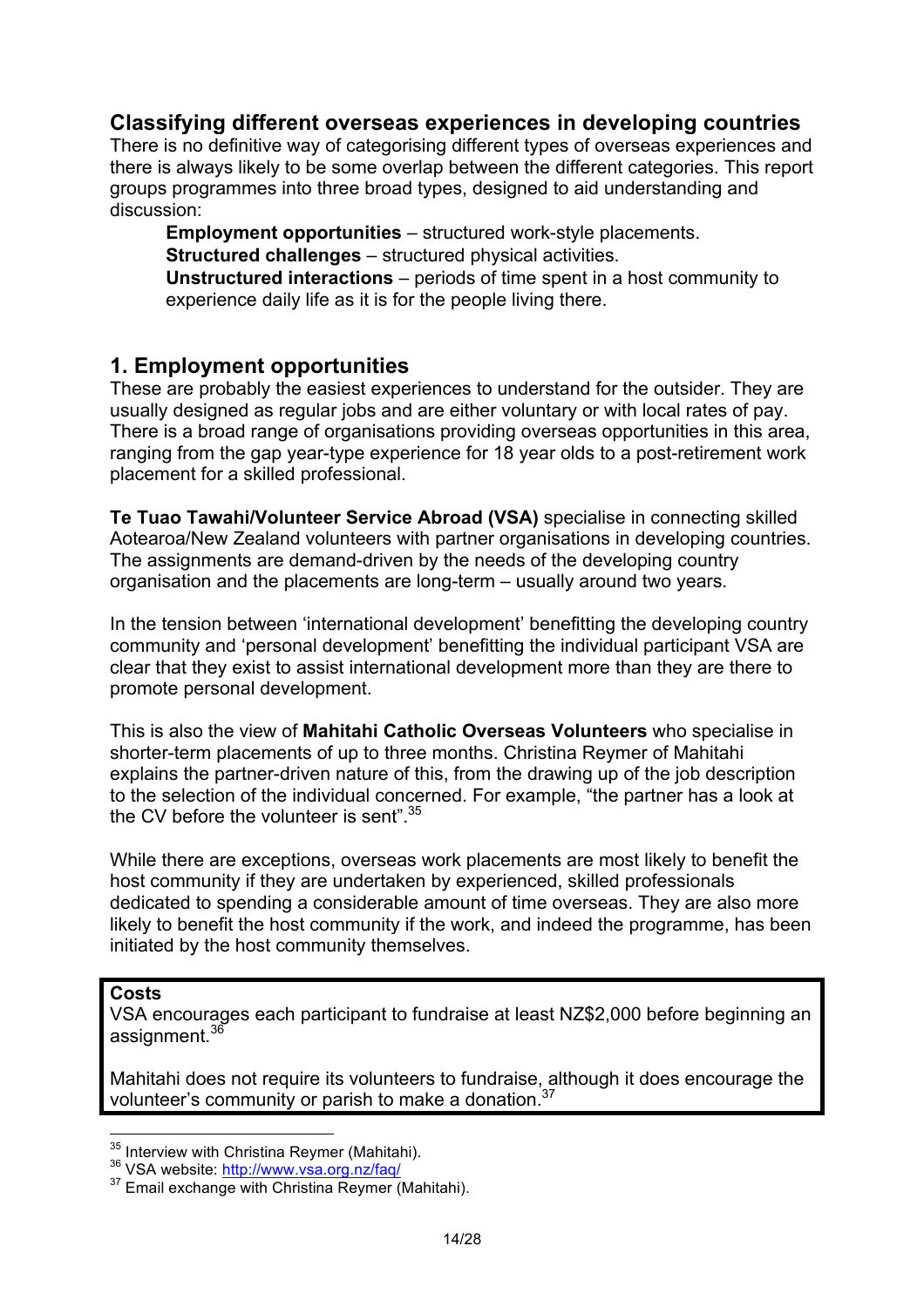## Classifying different overseas experiences in developing countries

There is no definitive way of categorising different types of overseas experiences and there is always likely to be some overlap between the different categories. This report groups programmes into three broad types, designed to aid understanding and discussion:

> **Employment opportunities** – structured work-style placements.
> **Structured challenges** – structured physical activities.
> **Unstructured interactions** – periods of time spent in a host community to experience daily life as it is for the people living there.

## 1. Employment opportunities

These are probably the easiest experiences to understand for the outsider. They are usually designed as regular jobs and are either voluntary or with local rates of pay. There is a broad range of organisations providing overseas opportunities in this area, ranging from the gap year-type experience for 18 year olds to a post-retirement work placement for a skilled professional.

**Te Tuao Tawahi/Volunteer Service Abroad (VSA)** specialise in connecting skilled Aotearoa/New Zealand volunteers with partner organisations in developing countries. The assignments are demand-driven by the needs of the developing country organisation and the placements are long-term – usually around two years.

In the tension between 'international development' benefitting the developing country community and 'personal development' benefitting the individual participant VSA are clear that they exist to assist international development more than they are there to promote personal development.

This is also the view of **Mahitahi Catholic Overseas Volunteers** who specialise in shorter-term placements of up to three months. Christina Reymer of Mahitahi explains the partner-driven nature of this, from the drawing up of the job description to the selection of the individual concerned. For example, "the partner has a look at the CV before the volunteer is sent".[35]

While there are exceptions, overseas work placements are most likely to benefit the host community if they are undertaken by experienced, skilled professionals dedicated to spending a considerable amount of time overseas. They are also more likely to benefit the host community if the work, and indeed the programme, has been initiated by the host community themselves.

**Costs**

VSA encourages each participant to fundraise at least NZ$2,000 before beginning an assignment.[36]

Mahitahi does not require its volunteers to fundraise, although it does encourage the volunteer's community or parish to make a donation.[37]

---

[35] Interview with Christina Reymer (Mahitahi).
[36] VSA website: http://www.vsa.org.nz/faq/
[37] Email exchange with Christina Reymer (Mahitahi).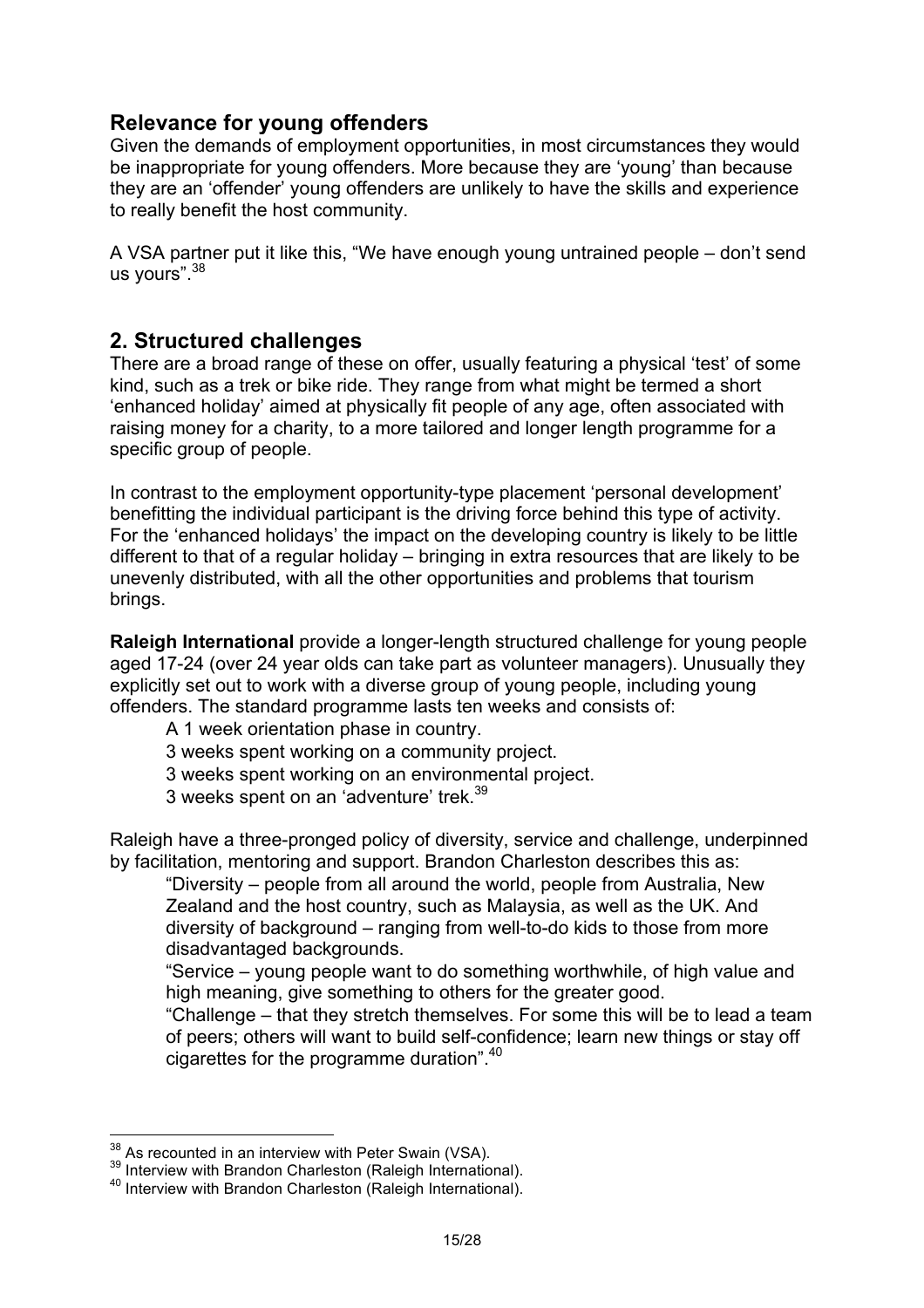## Relevance for young offenders

Given the demands of employment opportunities, in most circumstances they would be inappropriate for young offenders. More because they are 'young' than because they are an 'offender' young offenders are unlikely to have the skills and experience to really benefit the host community.

A VSA partner put it like this, "We have enough young untrained people – don't send us yours".[38]

## 2. Structured challenges

There are a broad range of these on offer, usually featuring a physical 'test' of some kind, such as a trek or bike ride. They range from what might be termed a short 'enhanced holiday' aimed at physically fit people of any age, often associated with raising money for a charity, to a more tailored and longer length programme for a specific group of people.

In contrast to the employment opportunity-type placement 'personal development' benefitting the individual participant is the driving force behind this type of activity. For the 'enhanced holidays' the impact on the developing country is likely to be little different to that of a regular holiday – bringing in extra resources that are likely to be unevenly distributed, with all the other opportunities and problems that tourism brings.

**Raleigh International** provide a longer-length structured challenge for young people aged 17-24 (over 24 year olds can take part as volunteer managers). Unusually they explicitly set out to work with a diverse group of young people, including young offenders. The standard programme lasts ten weeks and consists of:

- A 1 week orientation phase in country.
- 3 weeks spent working on a community project.
- 3 weeks spent working on an environmental project.
- 3 weeks spent on an 'adventure' trek.[39]

Raleigh have a three-pronged policy of diversity, service and challenge, underpinned by facilitation, mentoring and support. Brandon Charleston describes this as:

> "Diversity – people from all around the world, people from Australia, New Zealand and the host country, such as Malaysia, as well as the UK. And diversity of background – ranging from well-to-do kids to those from more disadvantaged backgrounds.
>
> "Service – young people want to do something worthwhile, of high value and high meaning, give something to others for the greater good.
>
> "Challenge – that they stretch themselves. For some this will be to lead a team of peers; others will want to build self-confidence; learn new things or stay off cigarettes for the programme duration".[40]

---

[38] As recounted in an interview with Peter Swain (VSA).

[39] Interview with Brandon Charleston (Raleigh International).

[40] Interview with Brandon Charleston (Raleigh International).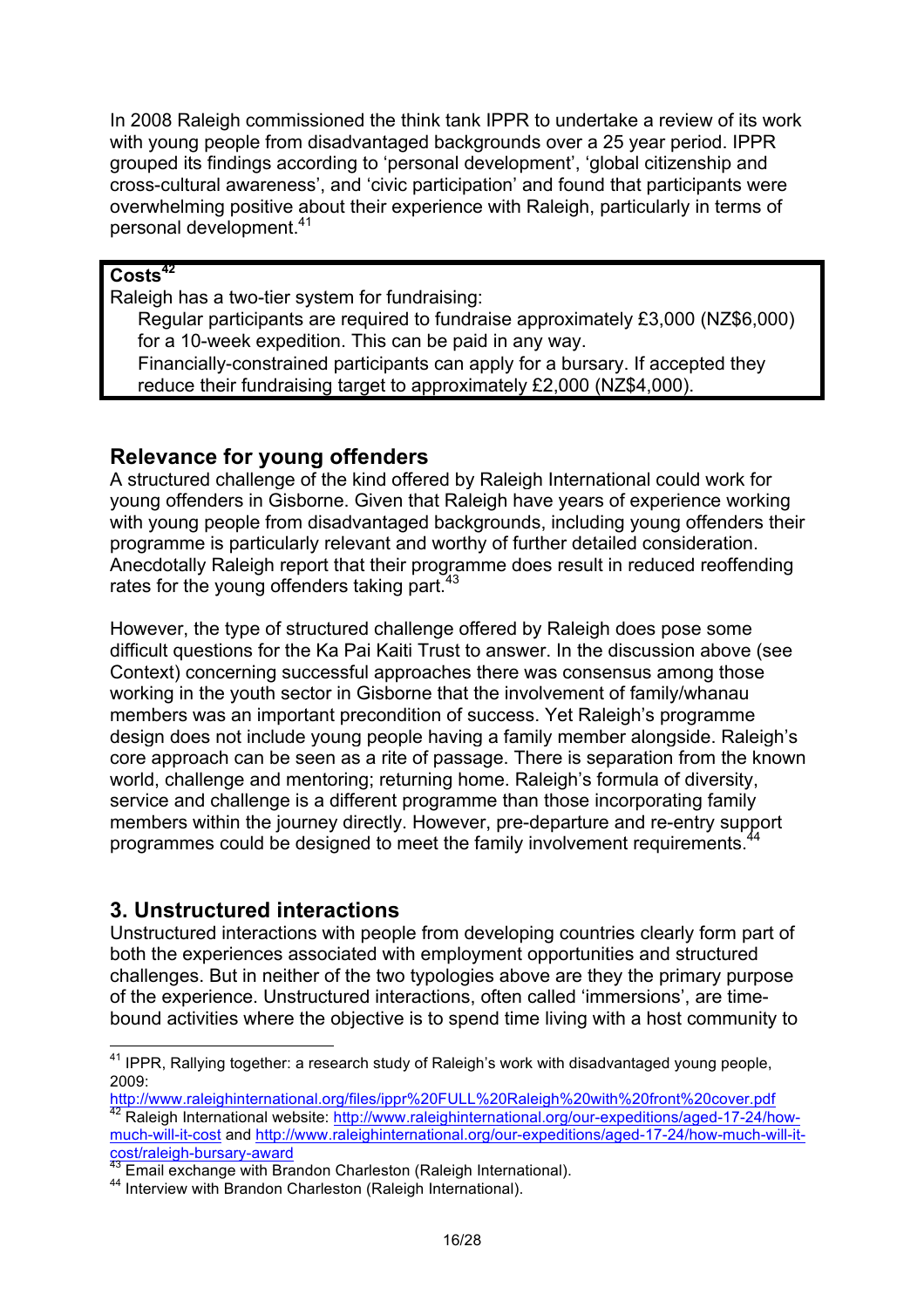In 2008 Raleigh commissioned the think tank IPPR to undertake a review of its work with young people from disadvantaged backgrounds over a 25 year period. IPPR grouped its findings according to 'personal development', 'global citizenship and cross-cultural awareness', and 'civic participation' and found that participants were overwhelming positive about their experience with Raleigh, particularly in terms of personal development.[41]

**Costs[42]**

Raleigh has a two-tier system for fundraising:

- Regular participants are required to fundraise approximately £3,000 (NZ$6,000) for a 10-week expedition. This can be paid in any way.
- Financially-constrained participants can apply for a bursary. If accepted they reduce their fundraising target to approximately £2,000 (NZ$4,000).

## Relevance for young offenders

A structured challenge of the kind offered by Raleigh International could work for young offenders in Gisborne. Given that Raleigh have years of experience working with young people from disadvantaged backgrounds, including young offenders their programme is particularly relevant and worthy of further detailed consideration. Anecdotally Raleigh report that their programme does result in reduced reoffending rates for the young offenders taking part.[43]

However, the type of structured challenge offered by Raleigh does pose some difficult questions for the Ka Pai Kaiti Trust to answer. In the discussion above (see Context) concerning successful approaches there was consensus among those working in the youth sector in Gisborne that the involvement of family/whanau members was an important precondition of success. Yet Raleigh's programme design does not include young people having a family member alongside. Raleigh's core approach can be seen as a rite of passage. There is separation from the known world, challenge and mentoring; returning home. Raleigh's formula of diversity, service and challenge is a different programme than those incorporating family members within the journey directly. However, pre-departure and re-entry support programmes could be designed to meet the family involvement requirements.[44]

## 3. Unstructured interactions

Unstructured interactions with people from developing countries clearly form part of both the experiences associated with employment opportunities and structured challenges. But in neither of the two typologies above are they the primary purpose of the experience. Unstructured interactions, often called 'immersions', are time-bound activities where the objective is to spend time living with a host community to

---

[41] IPPR, Rallying together: a research study of Raleigh's work with disadvantaged young people, 2009: http://www.raleighinternational.org/files/ippr%20FULL%20Raleigh%20with%20front%20cover.pdf

[42] Raleigh International website: http://www.raleighinternational.org/our-expeditions/aged-17-24/how-much-will-it-cost and http://www.raleighinternational.org/our-expeditions/aged-17-24/how-much-will-it-cost/raleigh-bursary-award

[43] Email exchange with Brandon Charleston (Raleigh International).

[44] Interview with Brandon Charleston (Raleigh International).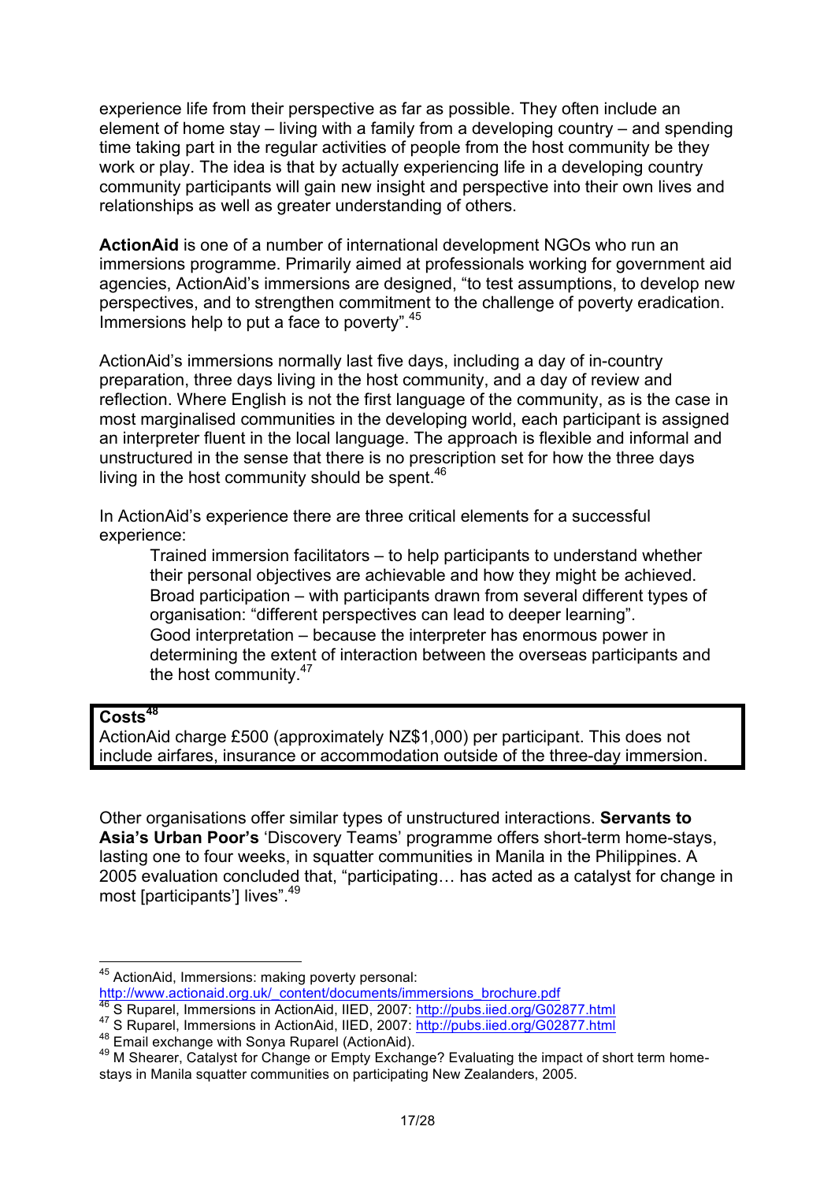experience life from their perspective as far as possible. They often include an element of home stay – living with a family from a developing country – and spending time taking part in the regular activities of people from the host community be they work or play. The idea is that by actually experiencing life in a developing country community participants will gain new insight and perspective into their own lives and relationships as well as greater understanding of others.

**ActionAid** is one of a number of international development NGOs who run an immersions programme. Primarily aimed at professionals working for government aid agencies, ActionAid's immersions are designed, "to test assumptions, to develop new perspectives, and to strengthen commitment to the challenge of poverty eradication. Immersions help to put a face to poverty".[45]

ActionAid's immersions normally last five days, including a day of in-country preparation, three days living in the host community, and a day of review and reflection. Where English is not the first language of the community, as is the case in most marginalised communities in the developing world, each participant is assigned an interpreter fluent in the local language. The approach is flexible and informal and unstructured in the sense that there is no prescription set for how the three days living in the host community should be spent.[46]

In ActionAid's experience there are three critical elements for a successful experience:

- Trained immersion facilitators – to help participants to understand whether their personal objectives are achievable and how they might be achieved.
- Broad participation – with participants drawn from several different types of organisation: "different perspectives can lead to deeper learning".
- Good interpretation – because the interpreter has enormous power in determining the extent of interaction between the overseas participants and the host community.[47]

**Costs**[48]
ActionAid charge £500 (approximately NZ$1,000) per participant. This does not include airfares, insurance or accommodation outside of the three-day immersion.

Other organisations offer similar types of unstructured interactions. **Servants to Asia's Urban Poor's** 'Discovery Teams' programme offers short-term home-stays, lasting one to four weeks, in squatter communities in Manila in the Philippines. A 2005 evaluation concluded that, "participating… has acted as a catalyst for change in most [participants'] lives".[49]

---

[45] ActionAid, Immersions: making poverty personal: http://www.actionaid.org.uk/_content/documents/immersions_brochure.pdf

[46] S Ruparel, Immersions in ActionAid, IIED, 2007: http://pubs.iied.org/G02877.html

[47] S Ruparel, Immersions in ActionAid, IIED, 2007: http://pubs.iied.org/G02877.html

[48] Email exchange with Sonya Ruparel (ActionAid).

[49] M Shearer, Catalyst for Change or Empty Exchange? Evaluating the impact of short term home-stays in Manila squatter communities on participating New Zealanders, 2005.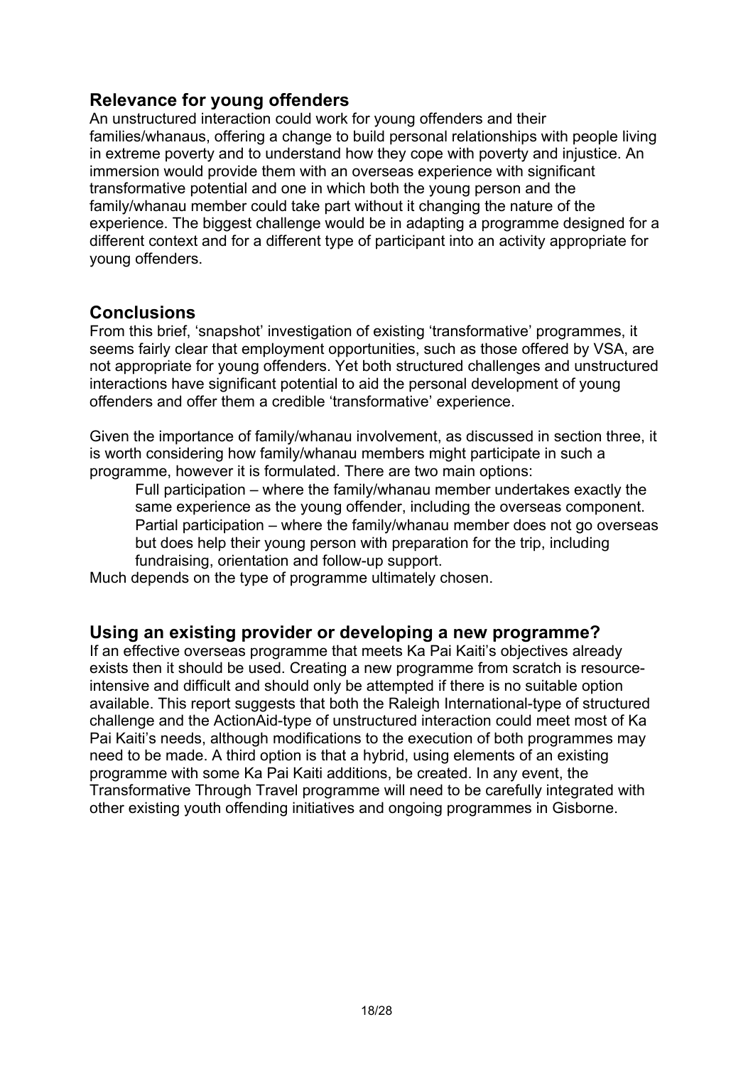## Relevance for young offenders

An unstructured interaction could work for young offenders and their families/whanaus, offering a change to build personal relationships with people living in extreme poverty and to understand how they cope with poverty and injustice. An immersion would provide them with an overseas experience with significant transformative potential and one in which both the young person and the family/whanau member could take part without it changing the nature of the experience. The biggest challenge would be in adapting a programme designed for a different context and for a different type of participant into an activity appropriate for young offenders.

## Conclusions

From this brief, 'snapshot' investigation of existing 'transformative' programmes, it seems fairly clear that employment opportunities, such as those offered by VSA, are not appropriate for young offenders. Yet both structured challenges and unstructured interactions have significant potential to aid the personal development of young offenders and offer them a credible 'transformative' experience.

Given the importance of family/whanau involvement, as discussed in section three, it is worth considering how family/whanau members might participate in such a programme, however it is formulated. There are two main options:

- Full participation – where the family/whanau member undertakes exactly the same experience as the young offender, including the overseas component.
- Partial participation – where the family/whanau member does not go overseas but does help their young person with preparation for the trip, including fundraising, orientation and follow-up support.

Much depends on the type of programme ultimately chosen.

## Using an existing provider or developing a new programme?

If an effective overseas programme that meets Ka Pai Kaiti's objectives already exists then it should be used. Creating a new programme from scratch is resource-intensive and difficult and should only be attempted if there is no suitable option available. This report suggests that both the Raleigh International-type of structured challenge and the ActionAid-type of unstructured interaction could meet most of Ka Pai Kaiti's needs, although modifications to the execution of both programmes may need to be made. A third option is that a hybrid, using elements of an existing programme with some Ka Pai Kaiti additions, be created. In any event, the Transformative Through Travel programme will need to be carefully integrated with other existing youth offending initiatives and ongoing programmes in Gisborne.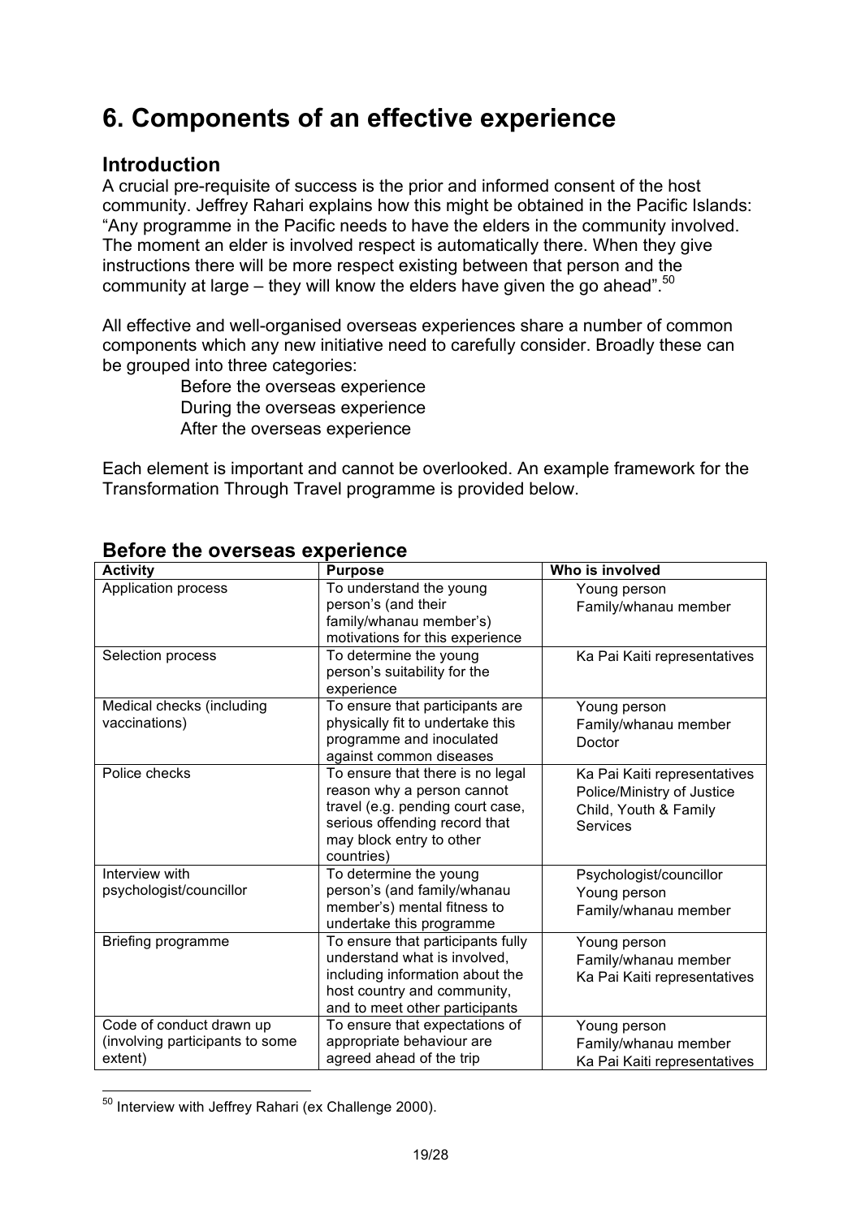# 6. Components of an effective experience

## Introduction

A crucial pre-requisite of success is the prior and informed consent of the host community. Jeffrey Rahari explains how this might be obtained in the Pacific Islands: "Any programme in the Pacific needs to have the elders in the community involved. The moment an elder is involved respect is automatically there. When they give instructions there will be more respect existing between that person and the community at large – they will know the elders have given the go ahead".[50]

All effective and well-organised overseas experiences share a number of common components which any new initiative need to carefully consider. Broadly these can be grouped into three categories:

- Before the overseas experience
- During the overseas experience
- After the overseas experience

Each element is important and cannot be overlooked. An example framework for the Transformation Through Travel programme is provided below.

## Before the overseas experience

| Activity | Purpose | Who is involved |
|---|---|---|
| Application process | To understand the young person's (and their family/whanau member's) motivations for this experience | Young person<br>Family/whanau member |
| Selection process | To determine the young person's suitability for the experience | Ka Pai Kaiti representatives |
| Medical checks (including vaccinations) | To ensure that participants are physically fit to undertake this programme and inoculated against common diseases | Young person<br>Family/whanau member<br>Doctor |
| Police checks | To ensure that there is no legal reason why a person cannot travel (e.g. pending court case, serious offending record that may block entry to other countries) | Ka Pai Kaiti representatives<br>Police/Ministry of Justice<br>Child, Youth & Family Services |
| Interview with psychologist/councillor | To determine the young person's (and family/whanau member's) mental fitness to undertake this programme | Psychologist/councillor<br>Young person<br>Family/whanau member |
| Briefing programme | To ensure that participants fully understand what is involved, including information about the host country and community, and to meet other participants | Young person<br>Family/whanau member<br>Ka Pai Kaiti representatives |
| Code of conduct drawn up (involving participants to some extent) | To ensure that expectations of appropriate behaviour are agreed ahead of the trip | Young person<br>Family/whanau member<br>Ka Pai Kaiti representatives |

[50] Interview with Jeffrey Rahari (ex Challenge 2000).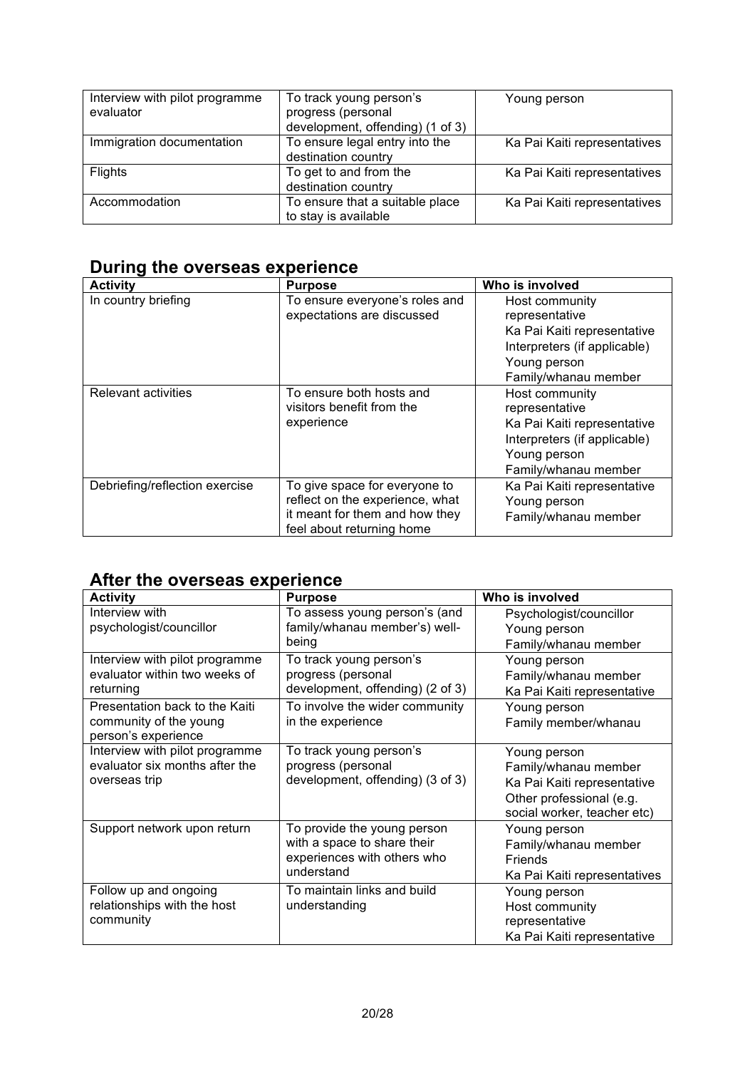| | | |
|---|---|---|
| Interview with pilot programme evaluator | To track young person's progress (personal development, offending) (1 of 3) | Young person |
| Immigration documentation | To ensure legal entry into the destination country | Ka Pai Kaiti representatives |
| Flights | To get to and from the destination country | Ka Pai Kaiti representatives |
| Accommodation | To ensure that a suitable place to stay is available | Ka Pai Kaiti representatives |

## During the overseas experience

| Activity | Purpose | Who is involved |
|---|---|---|
| In country briefing | To ensure everyone's roles and expectations are discussed | Host community representative<br>Ka Pai Kaiti representative<br>Interpreters (if applicable)<br>Young person<br>Family/whanau member |
| Relevant activities | To ensure both hosts and visitors benefit from the experience | Host community representative<br>Ka Pai Kaiti representative<br>Interpreters (if applicable)<br>Young person<br>Family/whanau member |
| Debriefing/reflection exercise | To give space for everyone to reflect on the experience, what it meant for them and how they feel about returning home | Ka Pai Kaiti representative<br>Young person<br>Family/whanau member |

## After the overseas experience

| Activity | Purpose | Who is involved |
|---|---|---|
| Interview with psychologist/councillor | To assess young person's (and family/whanau member's) well-being | Psychologist/councillor<br>Young person<br>Family/whanau member |
| Interview with pilot programme evaluator within two weeks of returning | To track young person's progress (personal development, offending) (2 of 3) | Young person<br>Family/whanau member<br>Ka Pai Kaiti representative |
| Presentation back to the Kaiti community of the young person's experience | To involve the wider community in the experience | Young person<br>Family member/whanau |
| Interview with pilot programme evaluator six months after the overseas trip | To track young person's progress (personal development, offending) (3 of 3) | Young person<br>Family/whanau member<br>Ka Pai Kaiti representative<br>Other professional (e.g. social worker, teacher etc) |
| Support network upon return | To provide the young person with a space to share their experiences with others who understand | Young person<br>Family/whanau member<br>Friends<br>Ka Pai Kaiti representatives |
| Follow up and ongoing relationships with the host community | To maintain links and build understanding | Young person<br>Host community representative<br>Ka Pai Kaiti representative |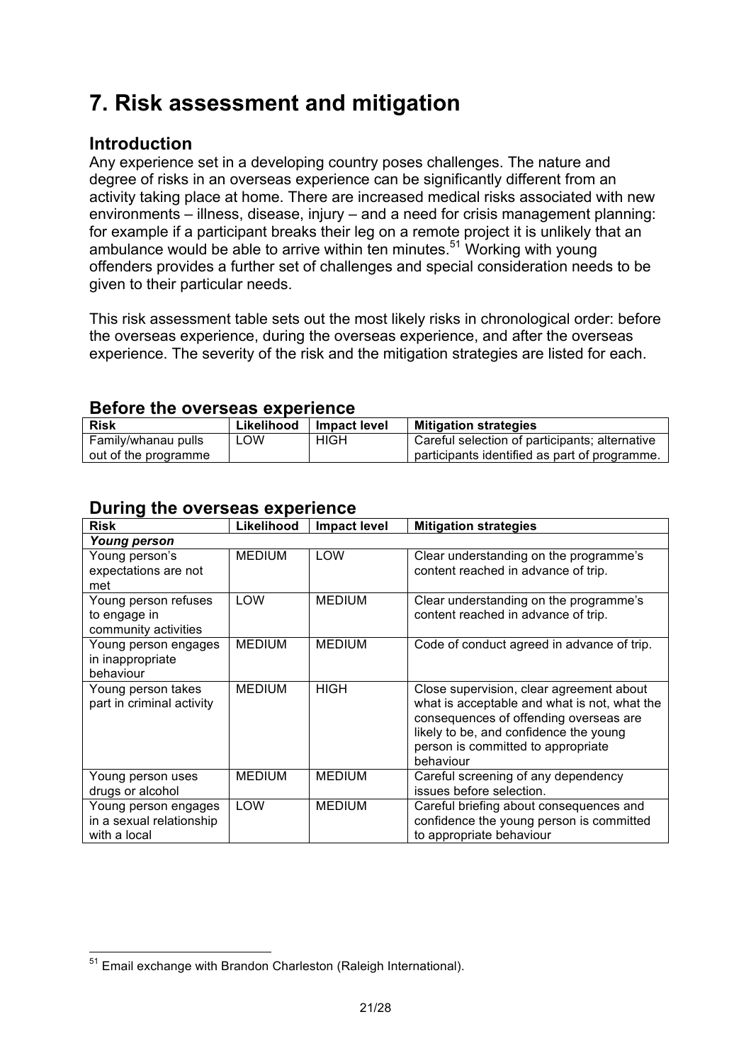# 7. Risk assessment and mitigation

## Introduction

Any experience set in a developing country poses challenges. The nature and degree of risks in an overseas experience can be significantly different from an activity taking place at home. There are increased medical risks associated with new environments – illness, disease, injury – and a need for crisis management planning: for example if a participant breaks their leg on a remote project it is unlikely that an ambulance would be able to arrive within ten minutes.[51] Working with young offenders provides a further set of challenges and special consideration needs to be given to their particular needs.

This risk assessment table sets out the most likely risks in chronological order: before the overseas experience, during the overseas experience, and after the overseas experience. The severity of the risk and the mitigation strategies are listed for each.

## Before the overseas experience

| Risk | Likelihood | Impact level | Mitigation strategies |
|---|---|---|---|
| Family/whanau pulls out of the programme | LOW | HIGH | Careful selection of participants; alternative participants identified as part of programme. |

## During the overseas experience

| Risk | Likelihood | Impact level | Mitigation strategies |
|---|---|---|---|
| ***Young person*** | | | |
| Young person's expectations are not met | MEDIUM | LOW | Clear understanding on the programme's content reached in advance of trip. |
| Young person refuses to engage in community activities | LOW | MEDIUM | Clear understanding on the programme's content reached in advance of trip. |
| Young person engages in inappropriate behaviour | MEDIUM | MEDIUM | Code of conduct agreed in advance of trip. |
| Young person takes part in criminal activity | MEDIUM | HIGH | Close supervision, clear agreement about what is acceptable and what is not, what the consequences of offending overseas are likely to be, and confidence the young person is committed to appropriate behaviour |
| Young person uses drugs or alcohol | MEDIUM | MEDIUM | Careful screening of any dependency issues before selection. |
| Young person engages in a sexual relationship with a local | LOW | MEDIUM | Careful briefing about consequences and confidence the young person is committed to appropriate behaviour |

[51] Email exchange with Brandon Charleston (Raleigh International).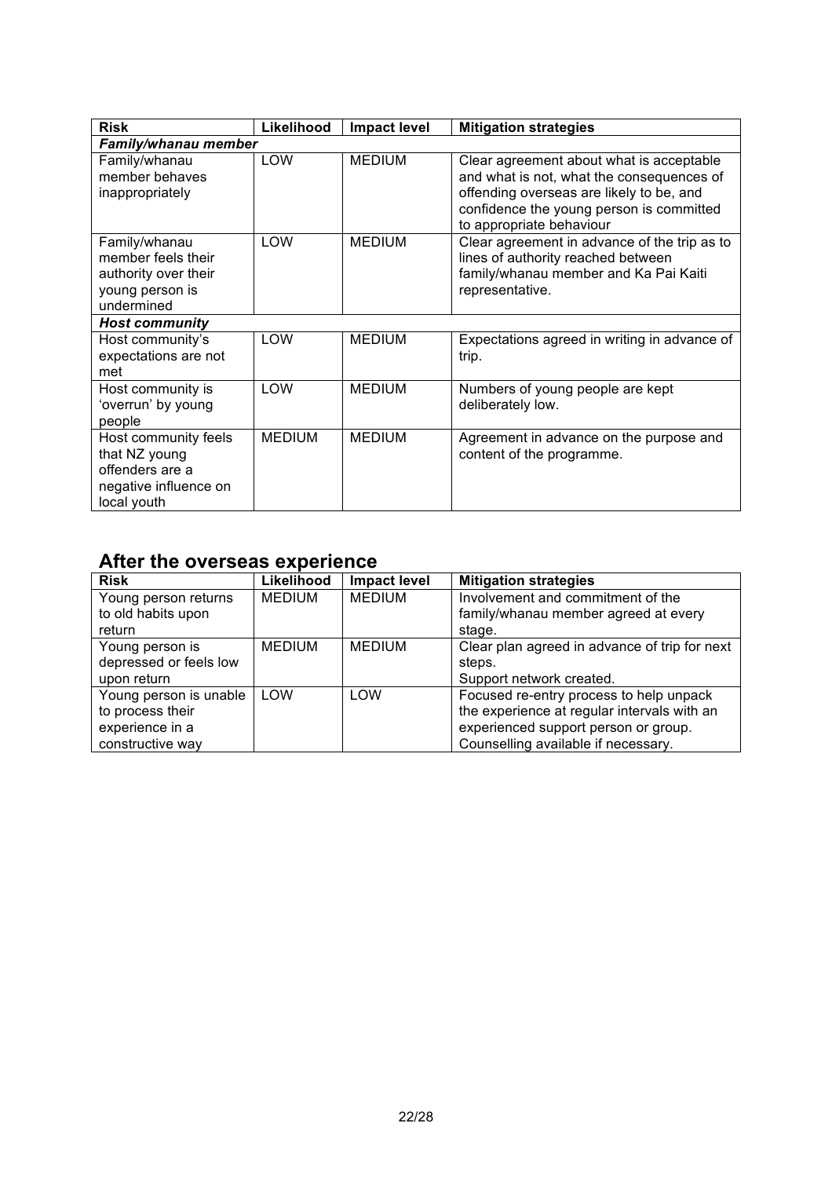| Risk | Likelihood | Impact level | Mitigation strategies |
|---|---|---|---|
| ***Family/whanau member*** | | | |
| Family/whanau member behaves inappropriately | LOW | MEDIUM | Clear agreement about what is acceptable and what is not, what the consequences of offending overseas are likely to be, and confidence the young person is committed to appropriate behaviour |
| Family/whanau member feels their authority over their young person is undermined | LOW | MEDIUM | Clear agreement in advance of the trip as to lines of authority reached between family/whanau member and Ka Pai Kaiti representative. |
| ***Host community*** | | | |
| Host community's expectations are not met | LOW | MEDIUM | Expectations agreed in writing in advance of trip. |
| Host community is 'overrun' by young people | LOW | MEDIUM | Numbers of young people are kept deliberately low. |
| Host community feels that NZ young offenders are a negative influence on local youth | MEDIUM | MEDIUM | Agreement in advance on the purpose and content of the programme. |

## After the overseas experience

| Risk | Likelihood | Impact level | Mitigation strategies |
|---|---|---|---|
| Young person returns to old habits upon return | MEDIUM | MEDIUM | Involvement and commitment of the family/whanau member agreed at every stage. |
| Young person is depressed or feels low upon return | MEDIUM | MEDIUM | Clear plan agreed in advance of trip for next steps.<br>Support network created. |
| Young person is unable to process their experience in a constructive way | LOW | LOW | Focused re-entry process to help unpack the experience at regular intervals with an experienced support person or group.<br>Counselling available if necessary. |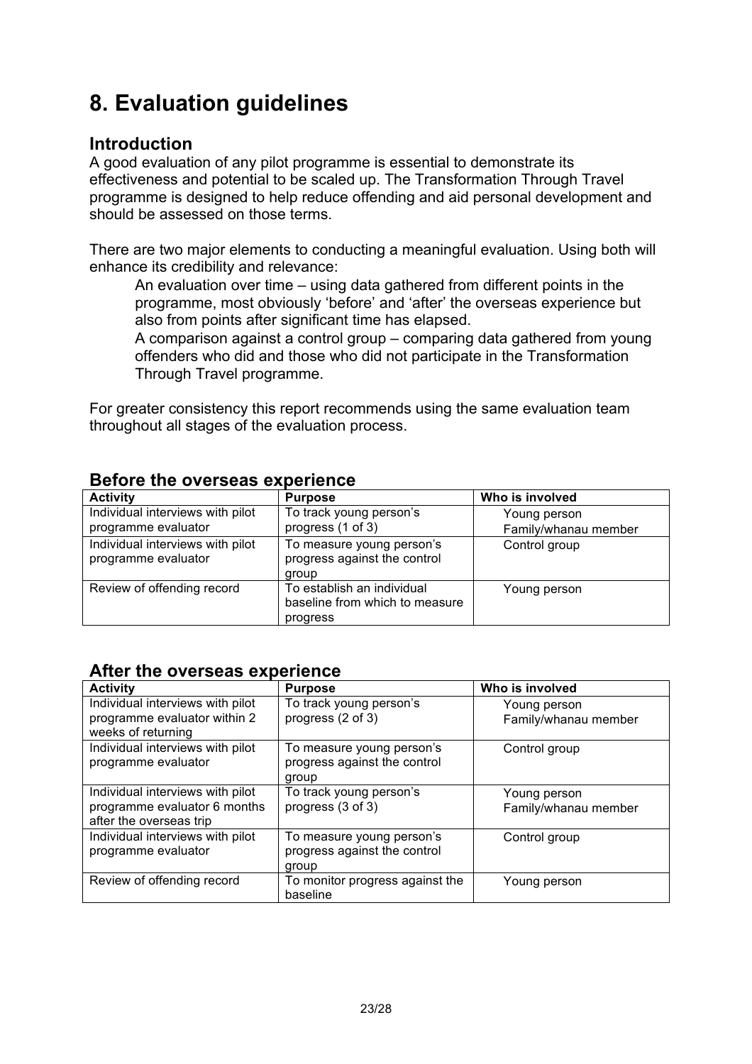# 8. Evaluation guidelines

## Introduction

A good evaluation of any pilot programme is essential to demonstrate its effectiveness and potential to be scaled up. The Transformation Through Travel programme is designed to help reduce offending and aid personal development and should be assessed on those terms.

There are two major elements to conducting a meaningful evaluation. Using both will enhance its credibility and relevance:

- An evaluation over time – using data gathered from different points in the programme, most obviously 'before' and 'after' the overseas experience but also from points after significant time has elapsed.
- A comparison against a control group – comparing data gathered from young offenders who did and those who did not participate in the Transformation Through Travel programme.

For greater consistency this report recommends using the same evaluation team throughout all stages of the evaluation process.

## Before the overseas experience

| Activity | Purpose | Who is involved |
| --- | --- | --- |
| Individual interviews with pilot programme evaluator | To track young person's progress (1 of 3) | Young person<br>Family/whanau member |
| Individual interviews with pilot programme evaluator | To measure young person's progress against the control group | Control group |
| Review of offending record | To establish an individual baseline from which to measure progress | Young person |

## After the overseas experience

| Activity | Purpose | Who is involved |
| --- | --- | --- |
| Individual interviews with pilot programme evaluator within 2 weeks of returning | To track young person's progress (2 of 3) | Young person<br>Family/whanau member |
| Individual interviews with pilot programme evaluator | To measure young person's progress against the control group | Control group |
| Individual interviews with pilot programme evaluator 6 months after the overseas trip | To track young person's progress (3 of 3) | Young person<br>Family/whanau member |
| Individual interviews with pilot programme evaluator | To measure young person's progress against the control group | Control group |
| Review of offending record | To monitor progress against the baseline | Young person |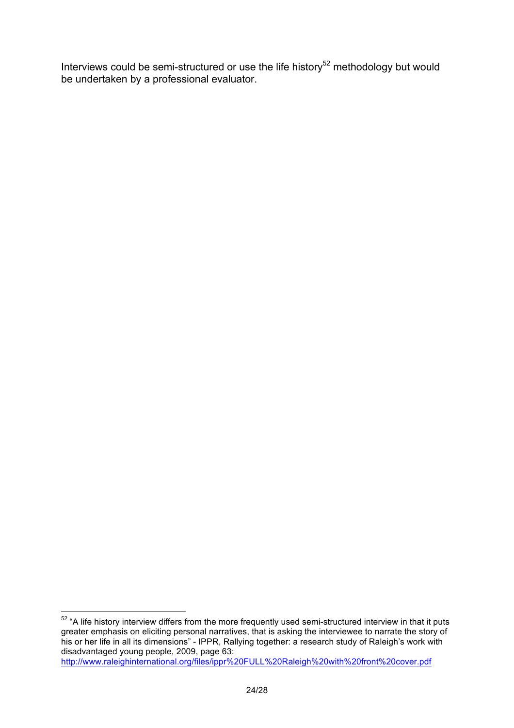Interviews could be semi-structured or use the life history[52] methodology but would be undertaken by a professional evaluator.

---

[52] "A life history interview differs from the more frequently used semi-structured interview in that it puts greater emphasis on eliciting personal narratives, that is asking the interviewee to narrate the story of his or her life in all its dimensions" - IPPR, Rallying together: a research study of Raleigh's work with disadvantaged young people, 2009, page 63: http://www.raleighinternational.org/files/ippr%20FULL%20Raleigh%20with%20front%20cover.pdf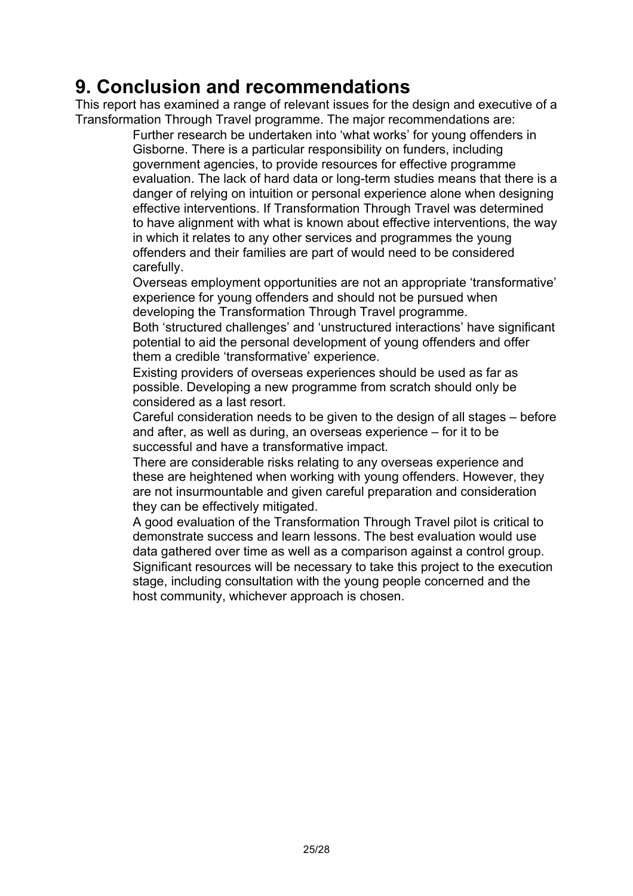# 9. Conclusion and recommendations

This report has examined a range of relevant issues for the design and executive of a Transformation Through Travel programme. The major recommendations are:

- Further research be undertaken into 'what works' for young offenders in Gisborne. There is a particular responsibility on funders, including government agencies, to provide resources for effective programme evaluation. The lack of hard data or long-term studies means that there is a danger of relying on intuition or personal experience alone when designing effective interventions. If Transformation Through Travel was determined to have alignment with what is known about effective interventions, the way in which it relates to any other services and programmes the young offenders and their families are part of would need to be considered carefully.
- Overseas employment opportunities are not an appropriate 'transformative' experience for young offenders and should not be pursued when developing the Transformation Through Travel programme.
- Both 'structured challenges' and 'unstructured interactions' have significant potential to aid the personal development of young offenders and offer them a credible 'transformative' experience.
- Existing providers of overseas experiences should be used as far as possible. Developing a new programme from scratch should only be considered as a last resort.
- Careful consideration needs to be given to the design of all stages – before and after, as well as during, an overseas experience – for it to be successful and have a transformative impact.
- There are considerable risks relating to any overseas experience and these are heightened when working with young offenders. However, they are not insurmountable and given careful preparation and consideration they can be effectively mitigated.
- A good evaluation of the Transformation Through Travel pilot is critical to demonstrate success and learn lessons. The best evaluation would use data gathered over time as well as a comparison against a control group.
- Significant resources will be necessary to take this project to the execution stage, including consultation with the young people concerned and the host community, whichever approach is chosen.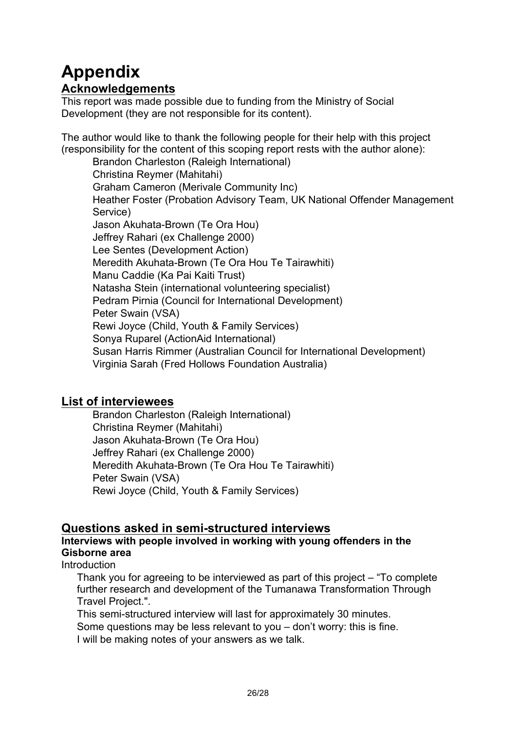# Appendix

## Acknowledgements

This report was made possible due to funding from the Ministry of Social Development (they are not responsible for its content).

The author would like to thank the following people for their help with this project (responsibility for the content of this scoping report rests with the author alone):

- Brandon Charleston (Raleigh International)
- Christina Reymer (Mahitahi)
- Graham Cameron (Merivale Community Inc)
- Heather Foster (Probation Advisory Team, UK National Offender Management Service)
- Jason Akuhata-Brown (Te Ora Hou)
- Jeffrey Rahari (ex Challenge 2000)
- Lee Sentes (Development Action)
- Meredith Akuhata-Brown (Te Ora Hou Te Tairawhiti)
- Manu Caddie (Ka Pai Kaiti Trust)
- Natasha Stein (international volunteering specialist)
- Pedram Pirnia (Council for International Development)
- Peter Swain (VSA)
- Rewi Joyce (Child, Youth & Family Services)
- Sonya Ruparel (ActionAid International)
- Susan Harris Rimmer (Australian Council for International Development)
- Virginia Sarah (Fred Hollows Foundation Australia)

## List of interviewees

- Brandon Charleston (Raleigh International)
- Christina Reymer (Mahitahi)
- Jason Akuhata-Brown (Te Ora Hou)
- Jeffrey Rahari (ex Challenge 2000)
- Meredith Akuhata-Brown (Te Ora Hou Te Tairawhiti)
- Peter Swain (VSA)
- Rewi Joyce (Child, Youth & Family Services)

## Questions asked in semi-structured interviews

**Interviews with people involved in working with young offenders in the Gisborne area**

Introduction

Thank you for agreeing to be interviewed as part of this project – "To complete further research and development of the Tumanawa Transformation Through Travel Project.".

This semi-structured interview will last for approximately 30 minutes.

Some questions may be less relevant to you – don't worry: this is fine.

I will be making notes of your answers as we talk.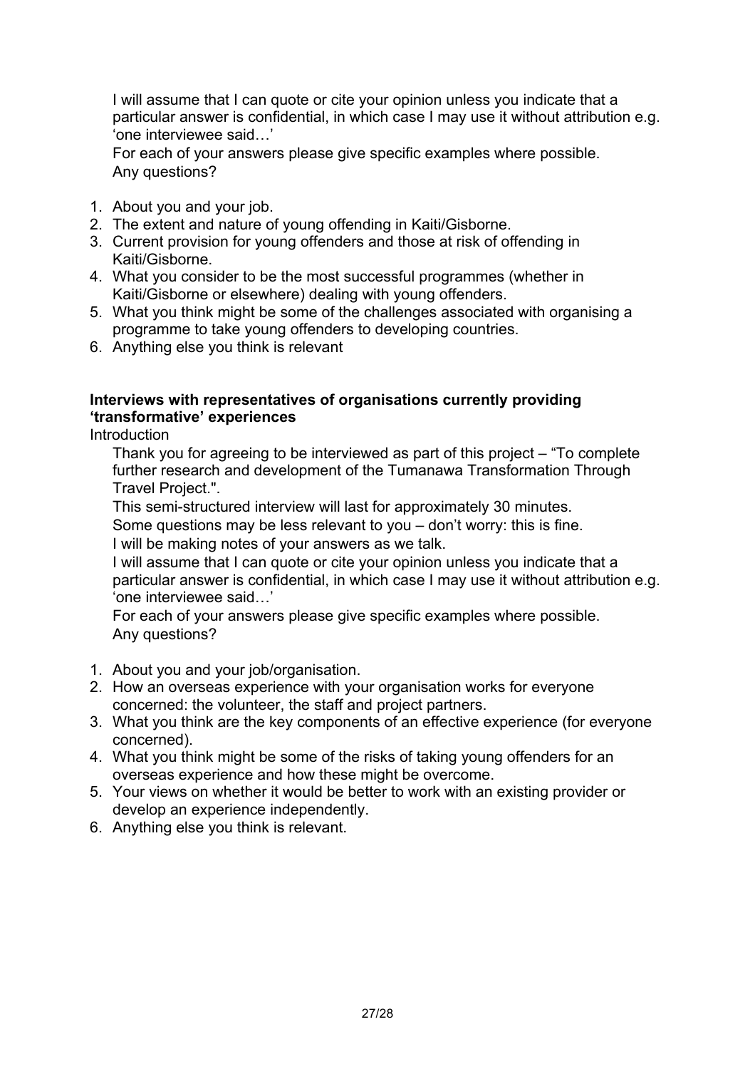I will assume that I can quote or cite your opinion unless you indicate that a particular answer is confidential, in which case I may use it without attribution e.g. 'one interviewee said…'

For each of your answers please give specific examples where possible.

Any questions?

1. About you and your job.
2. The extent and nature of young offending in Kaiti/Gisborne.
3. Current provision for young offenders and those at risk of offending in Kaiti/Gisborne.
4. What you consider to be the most successful programmes (whether in Kaiti/Gisborne or elsewhere) dealing with young offenders.
5. What you think might be some of the challenges associated with organising a programme to take young offenders to developing countries.
6. Anything else you think is relevant

**Interviews with representatives of organisations currently providing 'transformative' experiences**

Introduction

Thank you for agreeing to be interviewed as part of this project – "To complete further research and development of the Tumanawa Transformation Through Travel Project.".

This semi-structured interview will last for approximately 30 minutes.

Some questions may be less relevant to you – don't worry: this is fine.

I will be making notes of your answers as we talk.

I will assume that I can quote or cite your opinion unless you indicate that a particular answer is confidential, in which case I may use it without attribution e.g. 'one interviewee said…'

For each of your answers please give specific examples where possible.

Any questions?

1. About you and your job/organisation.
2. How an overseas experience with your organisation works for everyone concerned: the volunteer, the staff and project partners.
3. What you think are the key components of an effective experience (for everyone concerned).
4. What you think might be some of the risks of taking young offenders for an overseas experience and how these might be overcome.
5. Your views on whether it would be better to work with an existing provider or develop an experience independently.
6. Anything else you think is relevant.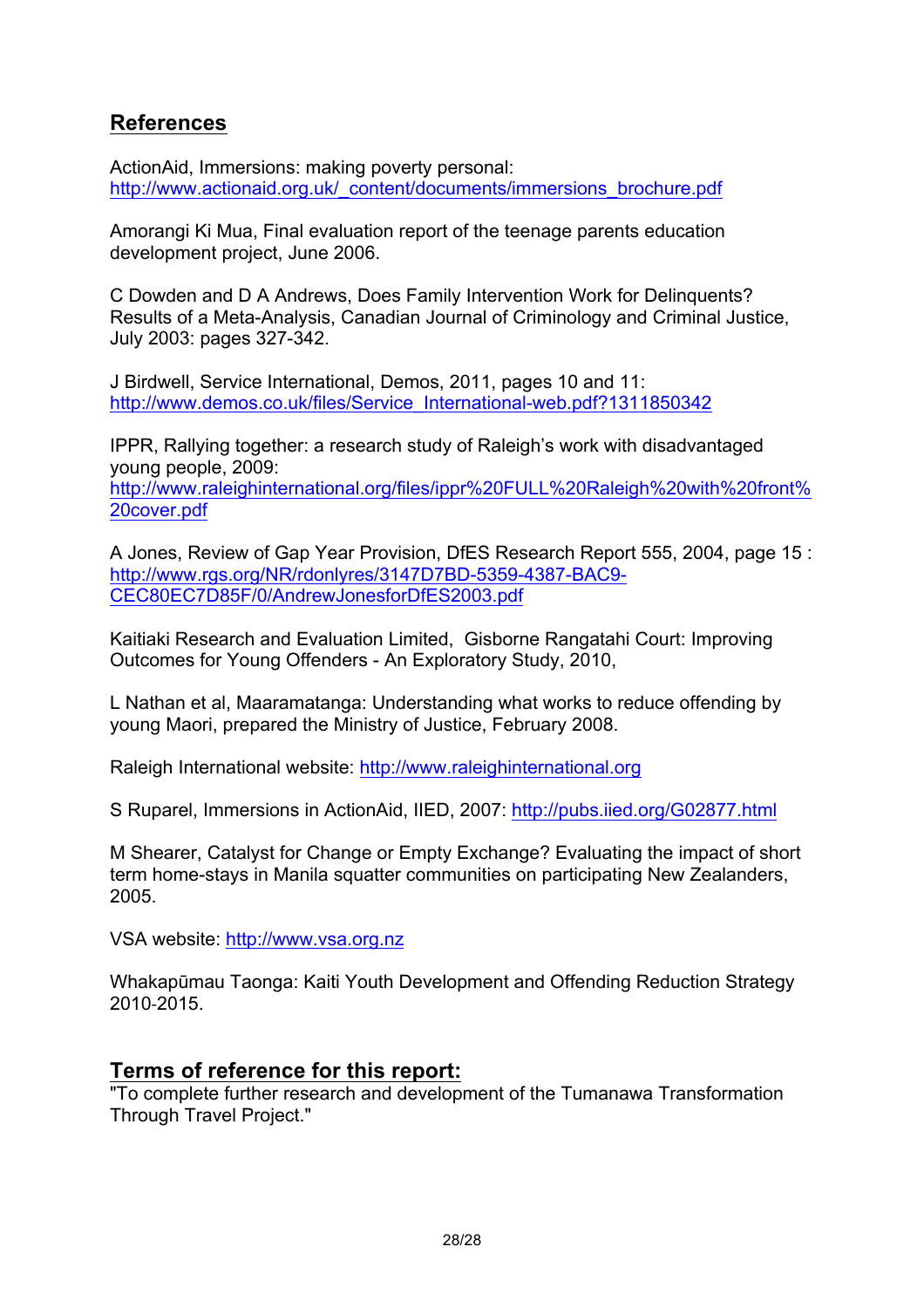## References

ActionAid, Immersions: making poverty personal: http://www.actionaid.org.uk/_content/documents/immersions_brochure.pdf

Amorangi Ki Mua, Final evaluation report of the teenage parents education development project, June 2006.

C Dowden and D A Andrews, Does Family Intervention Work for Delinquents? Results of a Meta-Analysis, Canadian Journal of Criminology and Criminal Justice, July 2003: pages 327-342.

J Birdwell, Service International, Demos, 2011, pages 10 and 11: http://www.demos.co.uk/files/Service_International-web.pdf?1311850342

IPPR, Rallying together: a research study of Raleigh's work with disadvantaged young people, 2009: http://www.raleighinternational.org/files/ippr%20FULL%20Raleigh%20with%20front%20cover.pdf

A Jones, Review of Gap Year Provision, DfES Research Report 555, 2004, page 15 : http://www.rgs.org/NR/rdonlyres/3147D7BD-5359-4387-BAC9-CEC80EC7D85F/0/AndrewJonesforDfES2003.pdf

Kaitiaki Research and Evaluation Limited, Gisborne Rangatahi Court: Improving Outcomes for Young Offenders - An Exploratory Study, 2010,

L Nathan et al, Maaramatanga: Understanding what works to reduce offending by young Maori, prepared the Ministry of Justice, February 2008.

Raleigh International website: http://www.raleighinternational.org

S Ruparel, Immersions in ActionAid, IIED, 2007: http://pubs.iied.org/G02877.html

M Shearer, Catalyst for Change or Empty Exchange? Evaluating the impact of short term home-stays in Manila squatter communities on participating New Zealanders, 2005.

VSA website: http://www.vsa.org.nz

Whakapūmau Taonga: Kaiti Youth Development and Offending Reduction Strategy 2010-2015.

## Terms of reference for this report:

"To complete further research and development of the Tumanawa Transformation Through Travel Project."